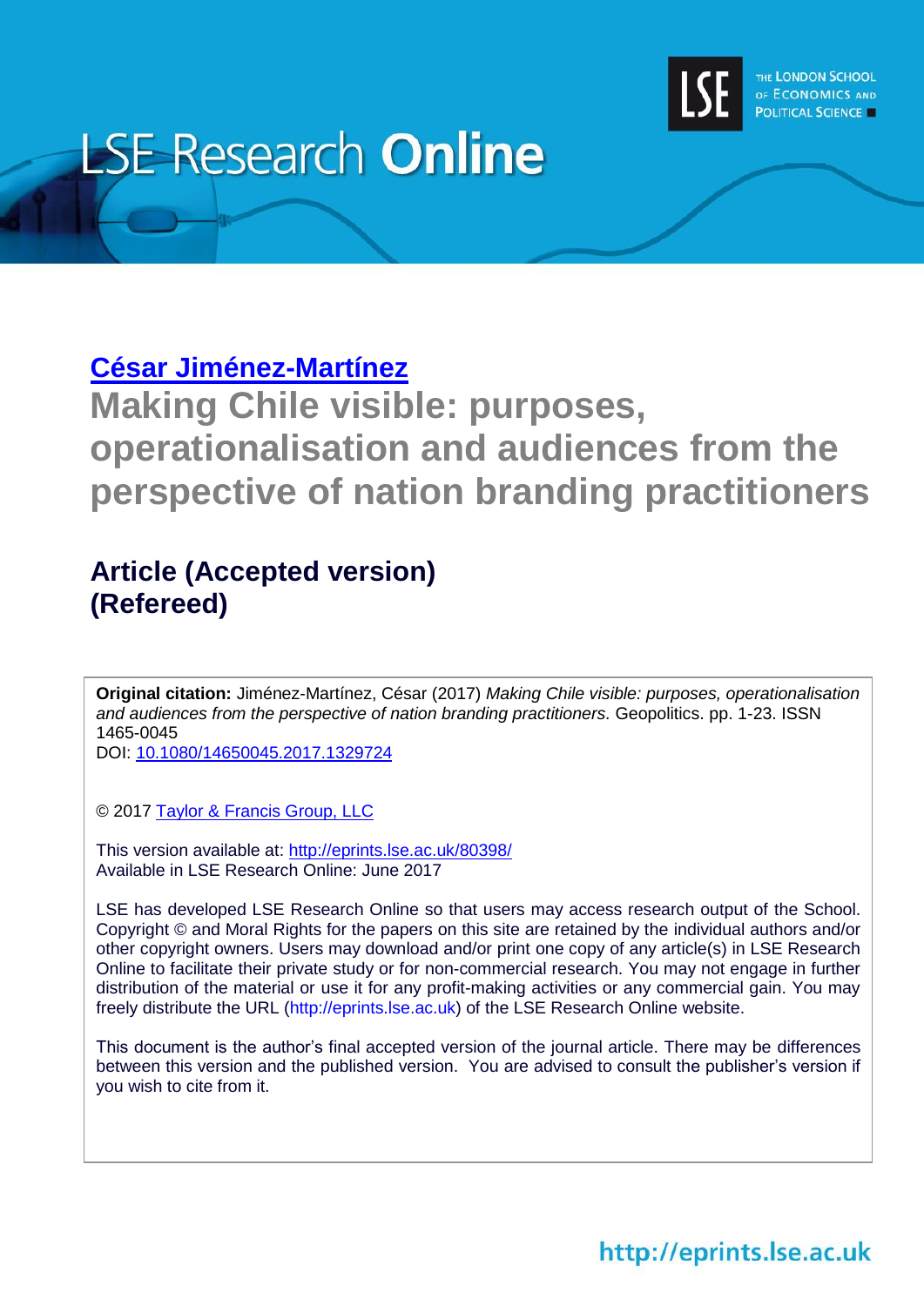# LSE Research Online

THE LONDON SCHOOL OF ECONOMICS AND POLITICAL SCIENCE

**César Jiménez-Martínez**

## Making Chile visible: purposes, operationalisation and audiences from the perspective of nation branding practitioners

### Article (Accepted version)
### (Refereed)

**Original citation:** Jiménez-Martínez, César (2017) *Making Chile visible: purposes, operationalisation and audiences from the perspective of nation branding practitioners.* Geopolitics. pp. 1-23. ISSN 1465-0045

DOI: 10.1080/14650045.2017.1329724

© 2017 Taylor & Francis Group, LLC

This version available at: http://eprints.lse.ac.uk/80398/

Available in LSE Research Online: June 2017

LSE has developed LSE Research Online so that users may access research output of the School. Copyright © and Moral Rights for the papers on this site are retained by the individual authors and/or other copyright owners. Users may download and/or print one copy of any article(s) in LSE Research Online to facilitate their private study or for non-commercial research. You may not engage in further distribution of the material or use it for any profit-making activities or any commercial gain. You may freely distribute the URL (http://eprints.lse.ac.uk) of the LSE Research Online website.

This document is the author's final accepted version of the journal article. There may be differences between this version and the published version. You are advised to consult the publisher's version if you wish to cite from it.

http://eprints.lse.ac.uk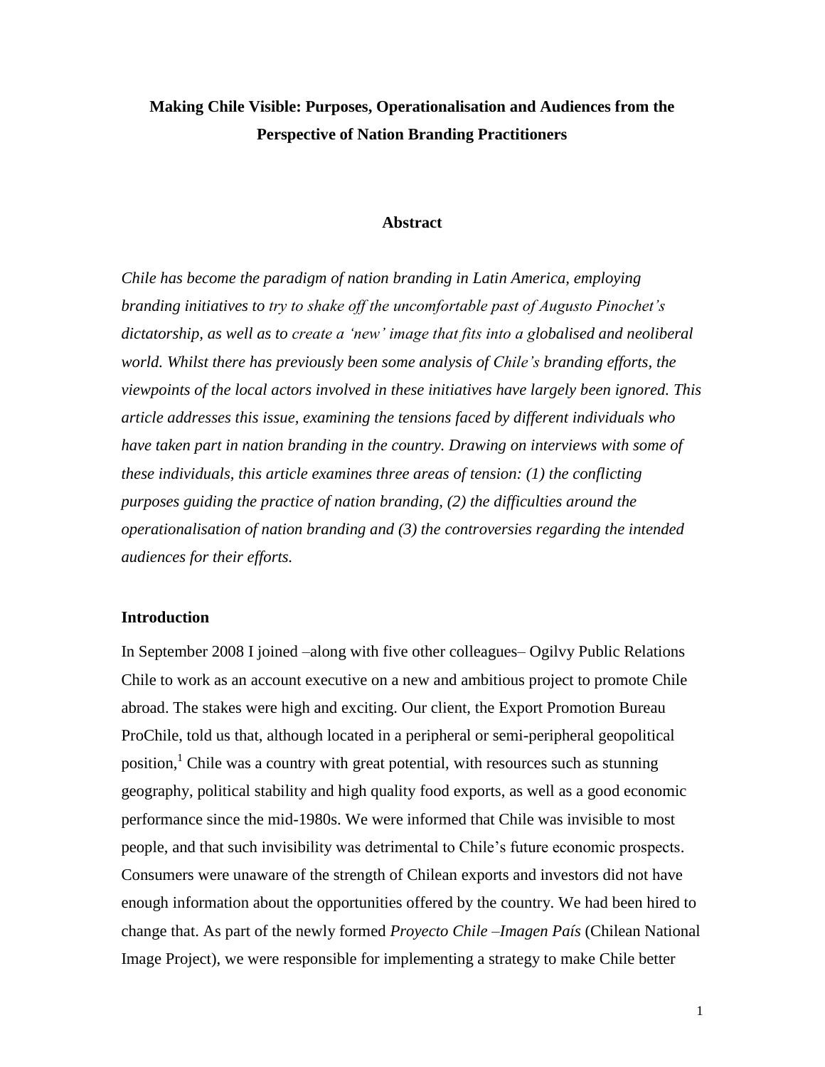**Making Chile Visible: Purposes, Operationalisation and Audiences from the Perspective of Nation Branding Practitioners**

**Abstract**

*Chile has become the paradigm of nation branding in Latin America, employing branding initiatives to try to shake off the uncomfortable past of Augusto Pinochet's dictatorship, as well as to create a 'new' image that fits into a globalised and neoliberal world. Whilst there has previously been some analysis of Chile's branding efforts, the viewpoints of the local actors involved in these initiatives have largely been ignored. This article addresses this issue, examining the tensions faced by different individuals who have taken part in nation branding in the country. Drawing on interviews with some of these individuals, this article examines three areas of tension: (1) the conflicting purposes guiding the practice of nation branding, (2) the difficulties around the operationalisation of nation branding and (3) the controversies regarding the intended audiences for their efforts.*

## Introduction

In September 2008 I joined –along with five other colleagues– Ogilvy Public Relations Chile to work as an account executive on a new and ambitious project to promote Chile abroad. The stakes were high and exciting. Our client, the Export Promotion Bureau ProChile, told us that, although located in a peripheral or semi-peripheral geopolitical position,[1] Chile was a country with great potential, with resources such as stunning geography, political stability and high quality food exports, as well as a good economic performance since the mid-1980s. We were informed that Chile was invisible to most people, and that such invisibility was detrimental to Chile's future economic prospects. Consumers were unaware of the strength of Chilean exports and investors did not have enough information about the opportunities offered by the country. We had been hired to change that. As part of the newly formed *Proyecto Chile –Imagen País* (Chilean National Image Project), we were responsible for implementing a strategy to make Chile better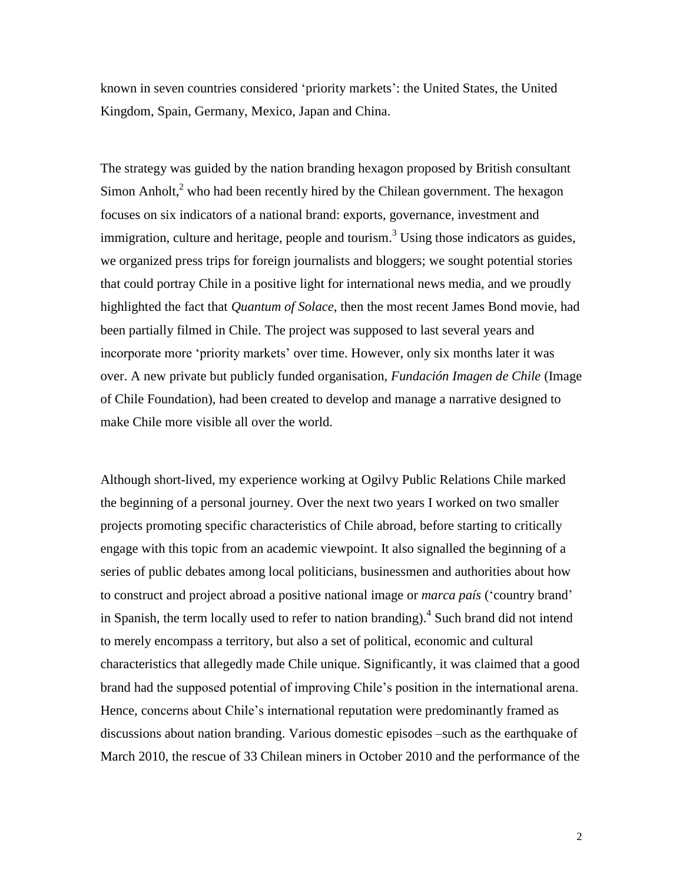known in seven countries considered 'priority markets': the United States, the United Kingdom, Spain, Germany, Mexico, Japan and China.

The strategy was guided by the nation branding hexagon proposed by British consultant Simon Anholt,[2] who had been recently hired by the Chilean government. The hexagon focuses on six indicators of a national brand: exports, governance, investment and immigration, culture and heritage, people and tourism.[3] Using those indicators as guides, we organized press trips for foreign journalists and bloggers; we sought potential stories that could portray Chile in a positive light for international news media, and we proudly highlighted the fact that *Quantum of Solace*, then the most recent James Bond movie, had been partially filmed in Chile. The project was supposed to last several years and incorporate more 'priority markets' over time. However, only six months later it was over. A new private but publicly funded organisation, *Fundación Imagen de Chile* (Image of Chile Foundation), had been created to develop and manage a narrative designed to make Chile more visible all over the world.

Although short-lived, my experience working at Ogilvy Public Relations Chile marked the beginning of a personal journey. Over the next two years I worked on two smaller projects promoting specific characteristics of Chile abroad, before starting to critically engage with this topic from an academic viewpoint. It also signalled the beginning of a series of public debates among local politicians, businessmen and authorities about how to construct and project abroad a positive national image or *marca país* ('country brand' in Spanish, the term locally used to refer to nation branding).[4] Such brand did not intend to merely encompass a territory, but also a set of political, economic and cultural characteristics that allegedly made Chile unique. Significantly, it was claimed that a good brand had the supposed potential of improving Chile's position in the international arena. Hence, concerns about Chile's international reputation were predominantly framed as discussions about nation branding. Various domestic episodes –such as the earthquake of March 2010, the rescue of 33 Chilean miners in October 2010 and the performance of the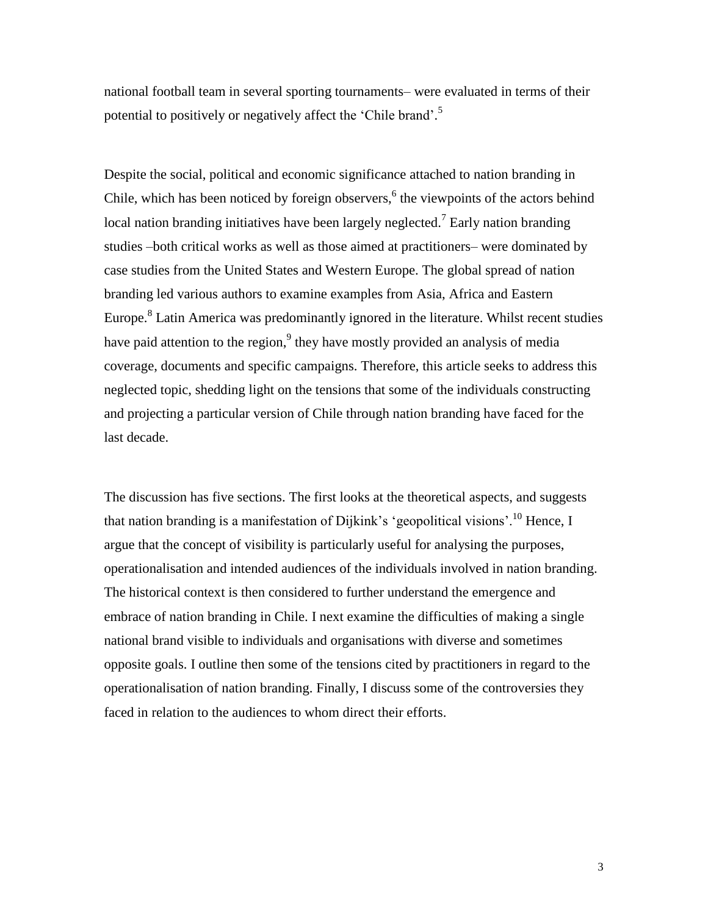national football team in several sporting tournaments– were evaluated in terms of their potential to positively or negatively affect the 'Chile brand'.[5]

Despite the social, political and economic significance attached to nation branding in Chile, which has been noticed by foreign observers,[6] the viewpoints of the actors behind local nation branding initiatives have been largely neglected.[7] Early nation branding studies –both critical works as well as those aimed at practitioners– were dominated by case studies from the United States and Western Europe. The global spread of nation branding led various authors to examine examples from Asia, Africa and Eastern Europe.[8] Latin America was predominantly ignored in the literature. Whilst recent studies have paid attention to the region,[9] they have mostly provided an analysis of media coverage, documents and specific campaigns. Therefore, this article seeks to address this neglected topic, shedding light on the tensions that some of the individuals constructing and projecting a particular version of Chile through nation branding have faced for the last decade.

The discussion has five sections. The first looks at the theoretical aspects, and suggests that nation branding is a manifestation of Dijkink's 'geopolitical visions'.[10] Hence, I argue that the concept of visibility is particularly useful for analysing the purposes, operationalisation and intended audiences of the individuals involved in nation branding. The historical context is then considered to further understand the emergence and embrace of nation branding in Chile. I next examine the difficulties of making a single national brand visible to individuals and organisations with diverse and sometimes opposite goals. I outline then some of the tensions cited by practitioners in regard to the operationalisation of nation branding. Finally, I discuss some of the controversies they faced in relation to the audiences to whom direct their efforts.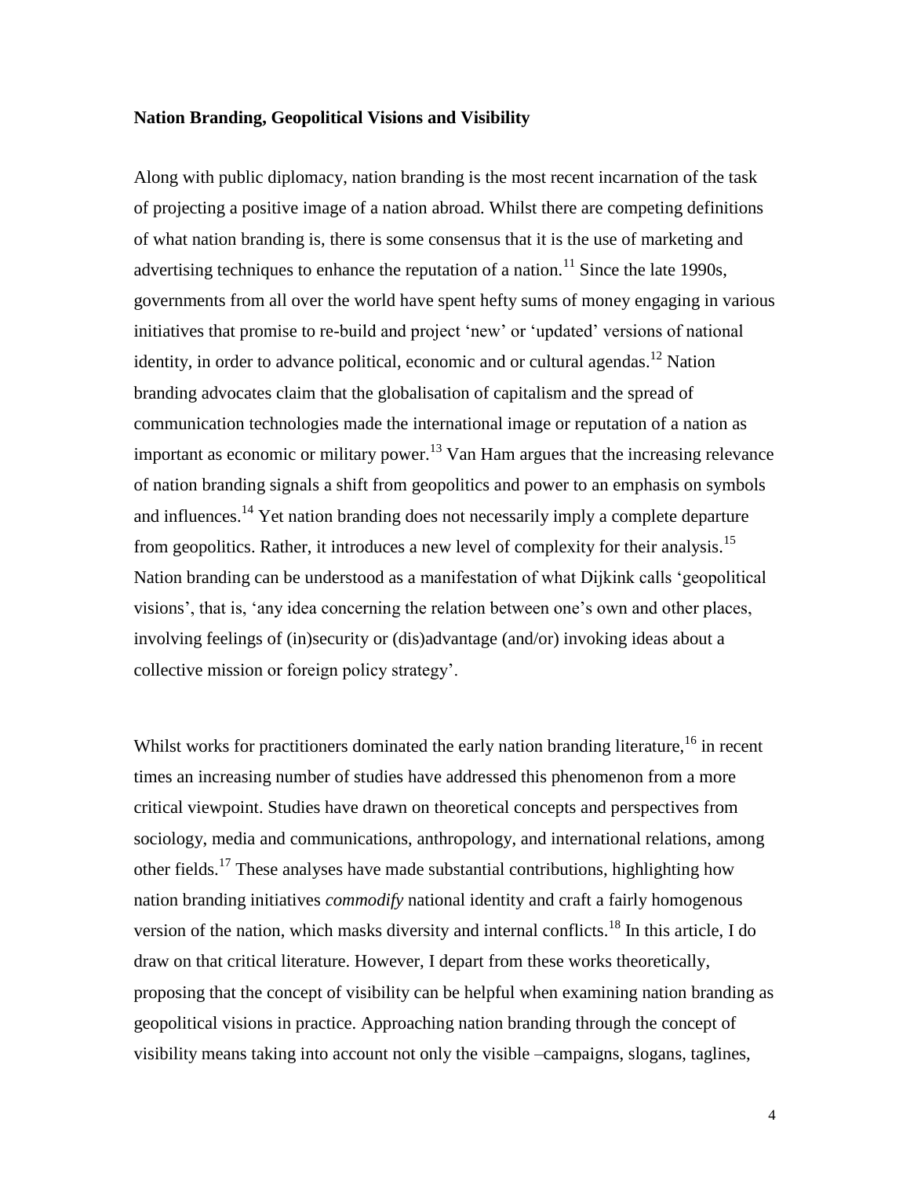**Nation Branding, Geopolitical Visions and Visibility**

Along with public diplomacy, nation branding is the most recent incarnation of the task of projecting a positive image of a nation abroad. Whilst there are competing definitions of what nation branding is, there is some consensus that it is the use of marketing and advertising techniques to enhance the reputation of a nation.[11] Since the late 1990s, governments from all over the world have spent hefty sums of money engaging in various initiatives that promise to re-build and project 'new' or 'updated' versions of national identity, in order to advance political, economic and or cultural agendas.[12] Nation branding advocates claim that the globalisation of capitalism and the spread of communication technologies made the international image or reputation of a nation as important as economic or military power.[13] Van Ham argues that the increasing relevance of nation branding signals a shift from geopolitics and power to an emphasis on symbols and influences.[14] Yet nation branding does not necessarily imply a complete departure from geopolitics. Rather, it introduces a new level of complexity for their analysis.[15] Nation branding can be understood as a manifestation of what Dijkink calls 'geopolitical visions', that is, 'any idea concerning the relation between one's own and other places, involving feelings of (in)security or (dis)advantage (and/or) invoking ideas about a collective mission or foreign policy strategy'.

Whilst works for practitioners dominated the early nation branding literature,[16] in recent times an increasing number of studies have addressed this phenomenon from a more critical viewpoint. Studies have drawn on theoretical concepts and perspectives from sociology, media and communications, anthropology, and international relations, among other fields.[17] These analyses have made substantial contributions, highlighting how nation branding initiatives *commodify* national identity and craft a fairly homogenous version of the nation, which masks diversity and internal conflicts.[18] In this article, I do draw on that critical literature. However, I depart from these works theoretically, proposing that the concept of visibility can be helpful when examining nation branding as geopolitical visions in practice. Approaching nation branding through the concept of visibility means taking into account not only the visible –campaigns, slogans, taglines,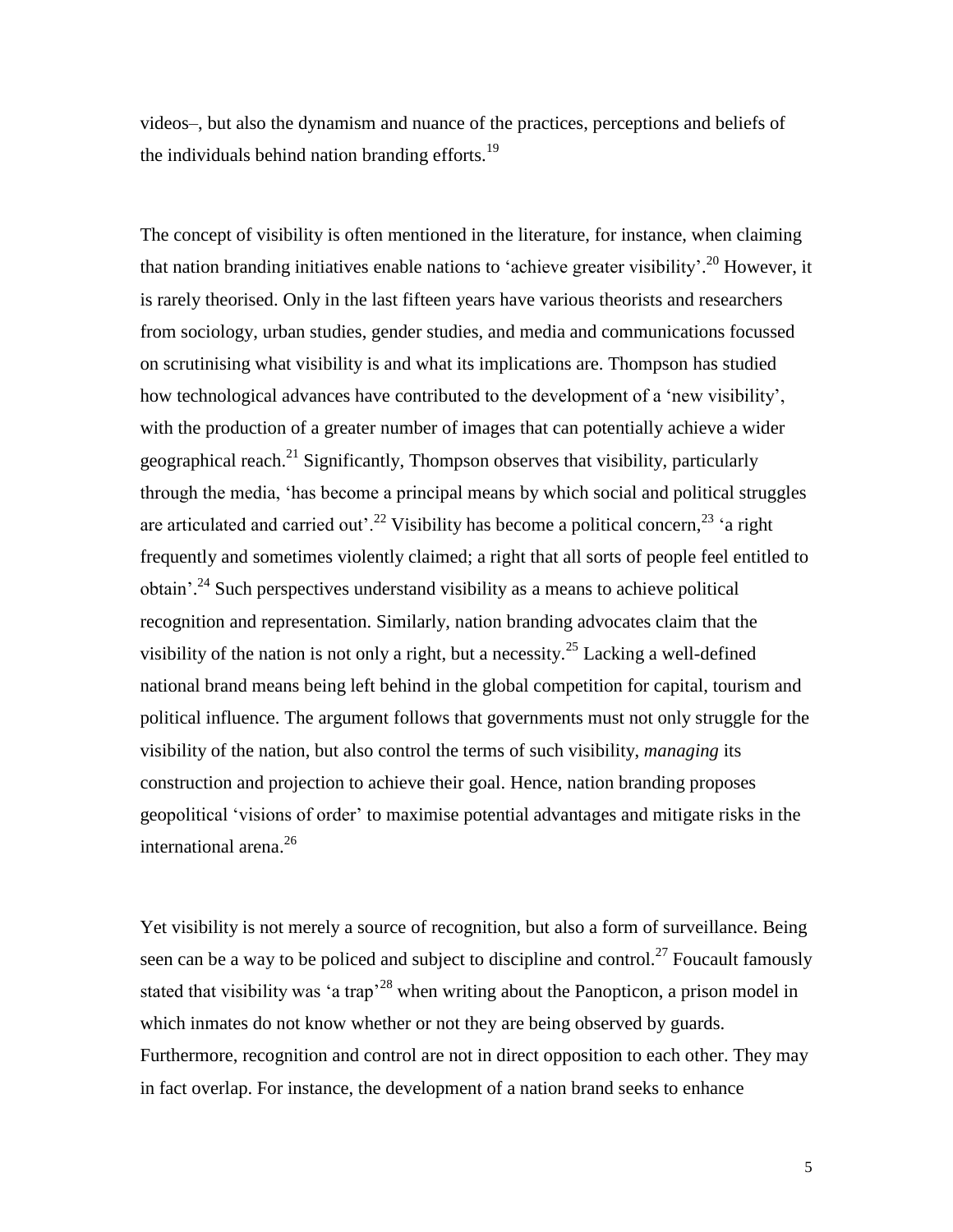videos–, but also the dynamism and nuance of the practices, perceptions and beliefs of the individuals behind nation branding efforts.[19]

The concept of visibility is often mentioned in the literature, for instance, when claiming that nation branding initiatives enable nations to 'achieve greater visibility'.[20] However, it is rarely theorised. Only in the last fifteen years have various theorists and researchers from sociology, urban studies, gender studies, and media and communications focussed on scrutinising what visibility is and what its implications are. Thompson has studied how technological advances have contributed to the development of a 'new visibility', with the production of a greater number of images that can potentially achieve a wider geographical reach.[21] Significantly, Thompson observes that visibility, particularly through the media, 'has become a principal means by which social and political struggles are articulated and carried out'.[22] Visibility has become a political concern,[23] 'a right frequently and sometimes violently claimed; a right that all sorts of people feel entitled to obtain'.[24] Such perspectives understand visibility as a means to achieve political recognition and representation. Similarly, nation branding advocates claim that the visibility of the nation is not only a right, but a necessity.[25] Lacking a well-defined national brand means being left behind in the global competition for capital, tourism and political influence. The argument follows that governments must not only struggle for the visibility of the nation, but also control the terms of such visibility, *managing* its construction and projection to achieve their goal. Hence, nation branding proposes geopolitical 'visions of order' to maximise potential advantages and mitigate risks in the international arena.[26]

Yet visibility is not merely a source of recognition, but also a form of surveillance. Being seen can be a way to be policed and subject to discipline and control.[27] Foucault famously stated that visibility was 'a trap'[28] when writing about the Panopticon, a prison model in which inmates do not know whether or not they are being observed by guards. Furthermore, recognition and control are not in direct opposition to each other. They may in fact overlap. For instance, the development of a nation brand seeks to enhance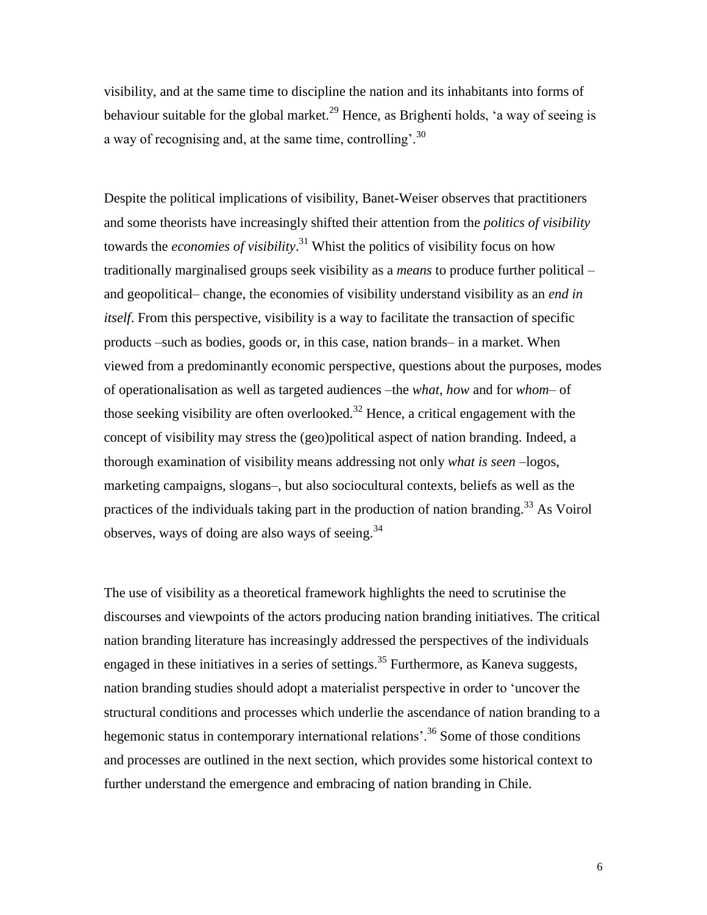visibility, and at the same time to discipline the nation and its inhabitants into forms of behaviour suitable for the global market.[29] Hence, as Brighenti holds, 'a way of seeing is a way of recognising and, at the same time, controlling'.[30]

Despite the political implications of visibility, Banet-Weiser observes that practitioners and some theorists have increasingly shifted their attention from the *politics of visibility* towards the *economies of visibility*.[31] Whilst the politics of visibility focus on how traditionally marginalised groups seek visibility as a *means* to produce further political – and geopolitical– change, the economies of visibility understand visibility as an *end in itself*. From this perspective, visibility is a way to facilitate the transaction of specific products –such as bodies, goods or, in this case, nation brands– in a market. When viewed from a predominantly economic perspective, questions about the purposes, modes of operationalisation as well as targeted audiences –the *what*, *how* and for *whom*– of those seeking visibility are often overlooked.[32] Hence, a critical engagement with the concept of visibility may stress the (geo)political aspect of nation branding. Indeed, a thorough examination of visibility means addressing not only *what is seen* –logos, marketing campaigns, slogans–, but also sociocultural contexts, beliefs as well as the practices of the individuals taking part in the production of nation branding.[33] As Voirol observes, ways of doing are also ways of seeing.[34]

The use of visibility as a theoretical framework highlights the need to scrutinise the discourses and viewpoints of the actors producing nation branding initiatives. The critical nation branding literature has increasingly addressed the perspectives of the individuals engaged in these initiatives in a series of settings.[35] Furthermore, as Kaneva suggests, nation branding studies should adopt a materialist perspective in order to 'uncover the structural conditions and processes which underlie the ascendance of nation branding to a hegemonic status in contemporary international relations'.[36] Some of those conditions and processes are outlined in the next section, which provides some historical context to further understand the emergence and embracing of nation branding in Chile.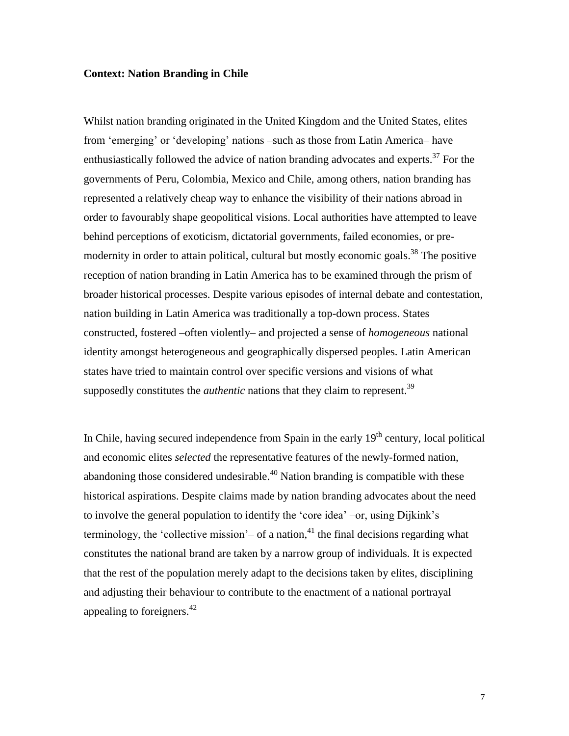**Context: Nation Branding in Chile**

Whilst nation branding originated in the United Kingdom and the United States, elites from 'emerging' or 'developing' nations –such as those from Latin America– have enthusiastically followed the advice of nation branding advocates and experts.[37] For the governments of Peru, Colombia, Mexico and Chile, among others, nation branding has represented a relatively cheap way to enhance the visibility of their nations abroad in order to favourably shape geopolitical visions. Local authorities have attempted to leave behind perceptions of exoticism, dictatorial governments, failed economies, or pre-modernity in order to attain political, cultural but mostly economic goals.[38] The positive reception of nation branding in Latin America has to be examined through the prism of broader historical processes. Despite various episodes of internal debate and contestation, nation building in Latin America was traditionally a top-down process. States constructed, fostered –often violently– and projected a sense of *homogeneous* national identity amongst heterogeneous and geographically dispersed peoples. Latin American states have tried to maintain control over specific versions and visions of what supposedly constitutes the *authentic* nations that they claim to represent.[39]

In Chile, having secured independence from Spain in the early 19th century, local political and economic elites *selected* the representative features of the newly-formed nation, abandoning those considered undesirable.[40] Nation branding is compatible with these historical aspirations. Despite claims made by nation branding advocates about the need to involve the general population to identify the 'core idea' –or, using Dijkink's terminology, the 'collective mission'– of a nation,[41] the final decisions regarding what constitutes the national brand are taken by a narrow group of individuals. It is expected that the rest of the population merely adapt to the decisions taken by elites, disciplining and adjusting their behaviour to contribute to the enactment of a national portrayal appealing to foreigners.[42]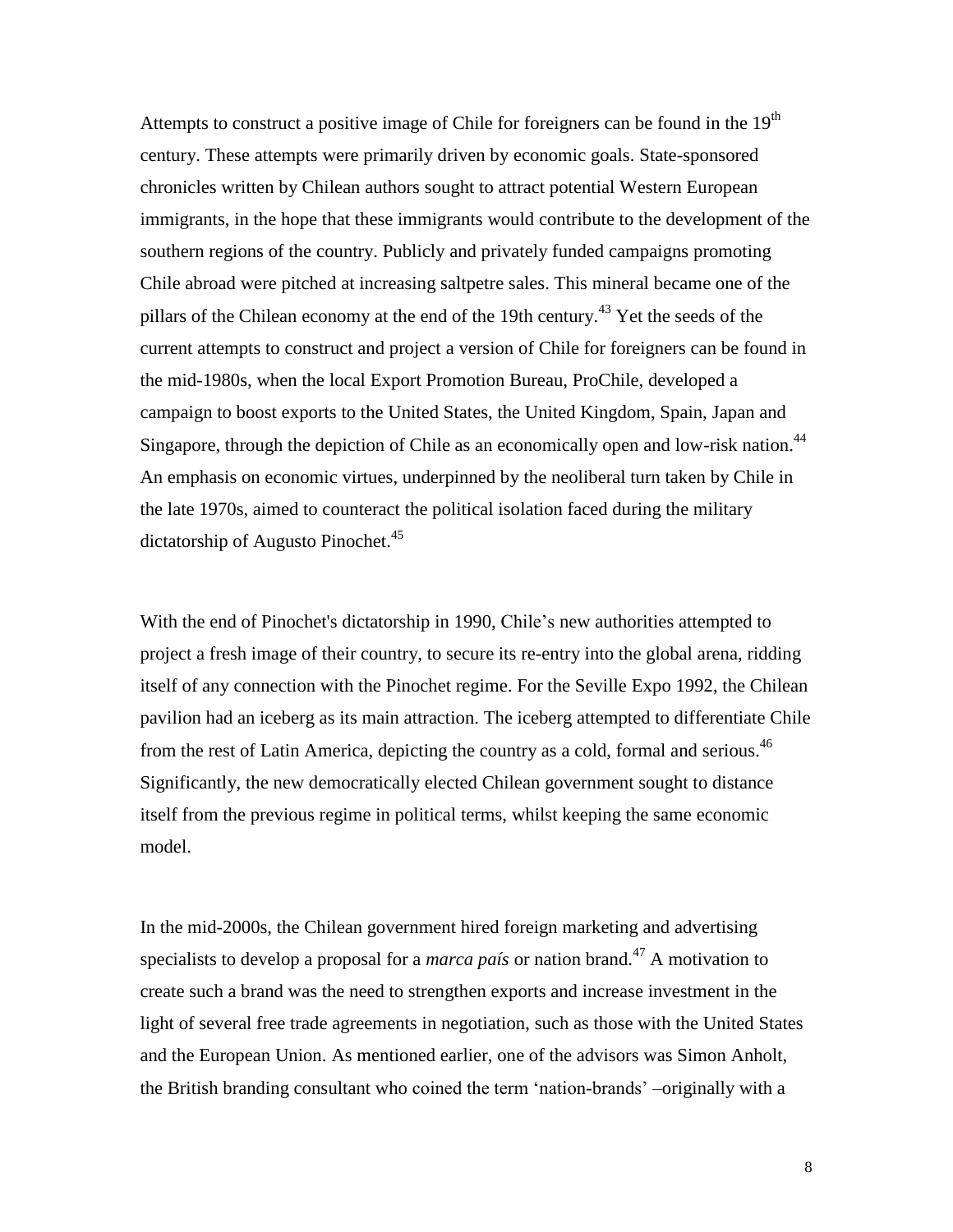Attempts to construct a positive image of Chile for foreigners can be found in the 19th century. These attempts were primarily driven by economic goals. State-sponsored chronicles written by Chilean authors sought to attract potential Western European immigrants, in the hope that these immigrants would contribute to the development of the southern regions of the country. Publicly and privately funded campaigns promoting Chile abroad were pitched at increasing saltpetre sales. This mineral became one of the pillars of the Chilean economy at the end of the 19th century.[43] Yet the seeds of the current attempts to construct and project a version of Chile for foreigners can be found in the mid-1980s, when the local Export Promotion Bureau, ProChile, developed a campaign to boost exports to the United States, the United Kingdom, Spain, Japan and Singapore, through the depiction of Chile as an economically open and low-risk nation.[44] An emphasis on economic virtues, underpinned by the neoliberal turn taken by Chile in the late 1970s, aimed to counteract the political isolation faced during the military dictatorship of Augusto Pinochet.[45]

With the end of Pinochet's dictatorship in 1990, Chile's new authorities attempted to project a fresh image of their country, to secure its re-entry into the global arena, ridding itself of any connection with the Pinochet regime. For the Seville Expo 1992, the Chilean pavilion had an iceberg as its main attraction. The iceberg attempted to differentiate Chile from the rest of Latin America, depicting the country as a cold, formal and serious.[46] Significantly, the new democratically elected Chilean government sought to distance itself from the previous regime in political terms, whilst keeping the same economic model.

In the mid-2000s, the Chilean government hired foreign marketing and advertising specialists to develop a proposal for a *marca país* or nation brand.[47] A motivation to create such a brand was the need to strengthen exports and increase investment in the light of several free trade agreements in negotiation, such as those with the United States and the European Union. As mentioned earlier, one of the advisors was Simon Anholt, the British branding consultant who coined the term 'nation-brands' –originally with a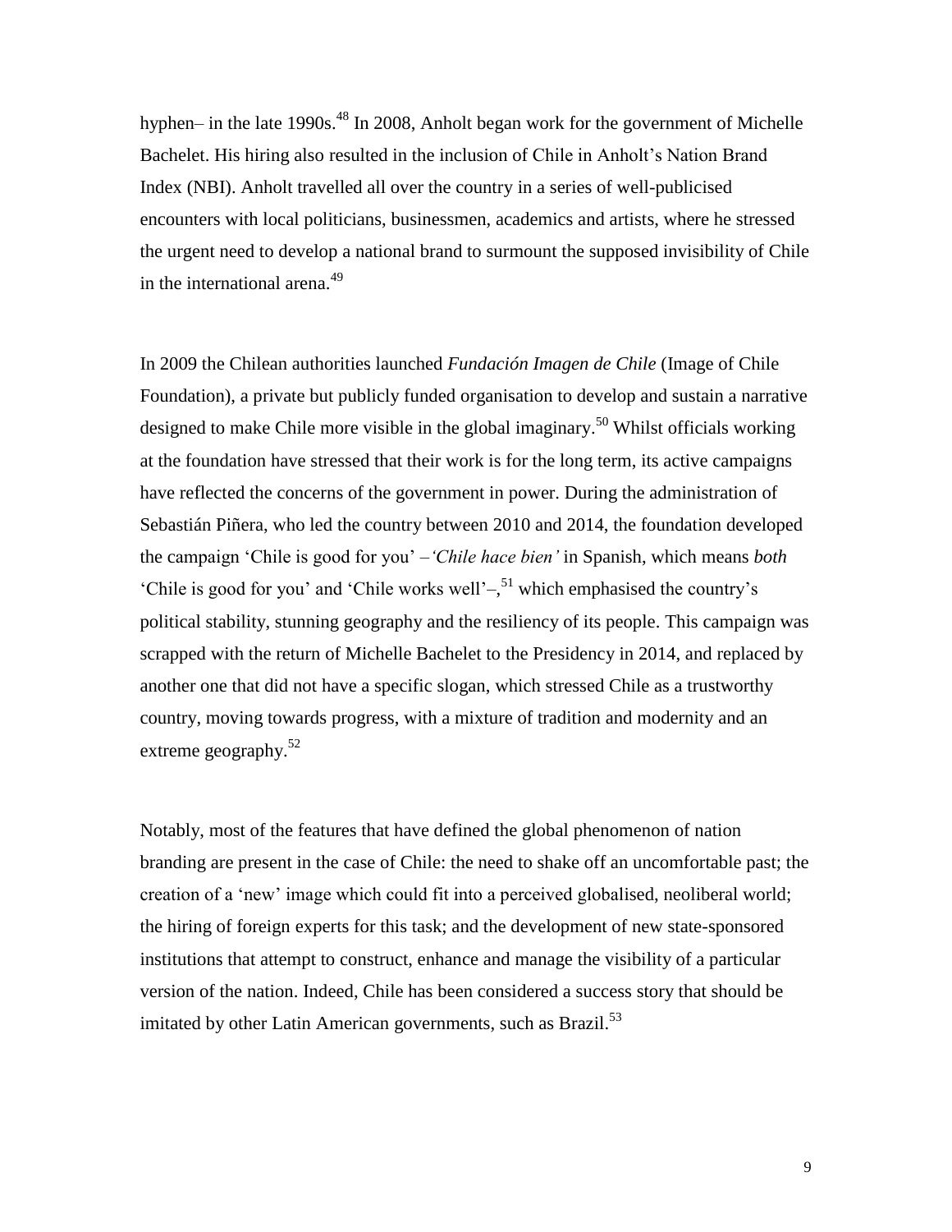hyphen– in the late 1990s.[48] In 2008, Anholt began work for the government of Michelle Bachelet. His hiring also resulted in the inclusion of Chile in Anholt's Nation Brand Index (NBI). Anholt travelled all over the country in a series of well-publicised encounters with local politicians, businessmen, academics and artists, where he stressed the urgent need to develop a national brand to surmount the supposed invisibility of Chile in the international arena.[49]

In 2009 the Chilean authorities launched *Fundación Imagen de Chile* (Image of Chile Foundation), a private but publicly funded organisation to develop and sustain a narrative designed to make Chile more visible in the global imaginary.[50] Whilst officials working at the foundation have stressed that their work is for the long term, its active campaigns have reflected the concerns of the government in power. During the administration of Sebastián Piñera, who led the country between 2010 and 2014, the foundation developed the campaign 'Chile is good for you' –*'Chile hace bien'* in Spanish, which means *both* 'Chile is good for you' and 'Chile works well'–,[51] which emphasised the country's political stability, stunning geography and the resiliency of its people. This campaign was scrapped with the return of Michelle Bachelet to the Presidency in 2014, and replaced by another one that did not have a specific slogan, which stressed Chile as a trustworthy country, moving towards progress, with a mixture of tradition and modernity and an extreme geography.[52]

Notably, most of the features that have defined the global phenomenon of nation branding are present in the case of Chile: the need to shake off an uncomfortable past; the creation of a 'new' image which could fit into a perceived globalised, neoliberal world; the hiring of foreign experts for this task; and the development of new state-sponsored institutions that attempt to construct, enhance and manage the visibility of a particular version of the nation. Indeed, Chile has been considered a success story that should be imitated by other Latin American governments, such as Brazil.[53]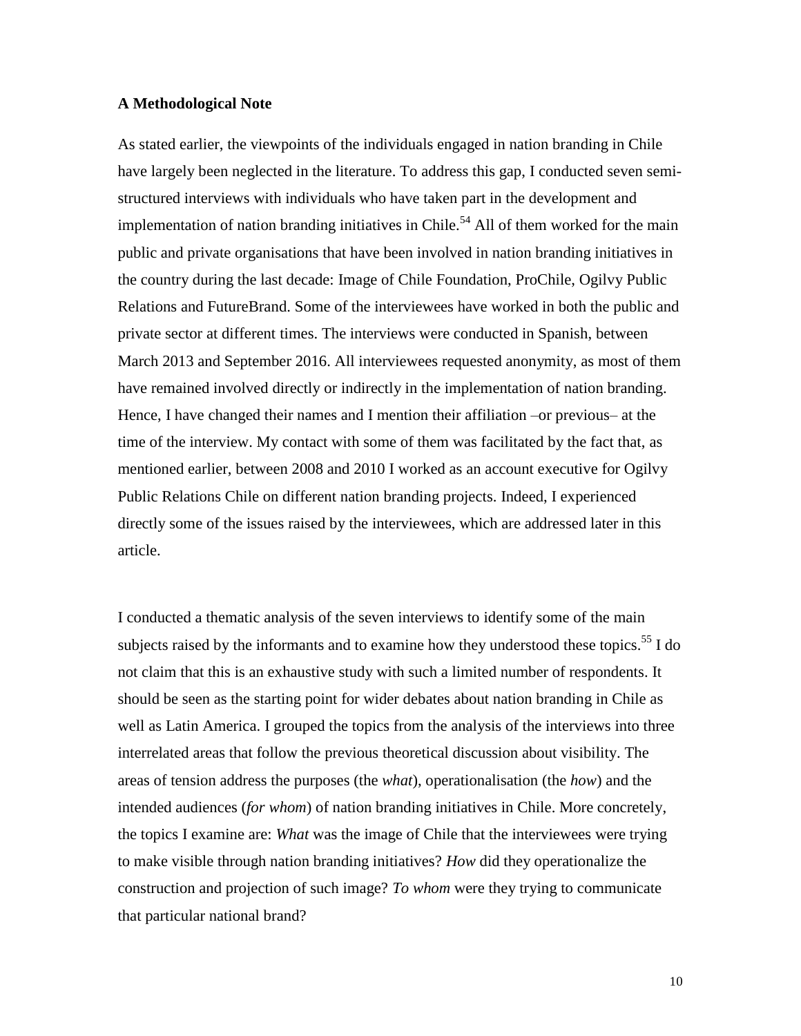**A Methodological Note**

As stated earlier, the viewpoints of the individuals engaged in nation branding in Chile have largely been neglected in the literature. To address this gap, I conducted seven semi-structured interviews with individuals who have taken part in the development and implementation of nation branding initiatives in Chile.[54] All of them worked for the main public and private organisations that have been involved in nation branding initiatives in the country during the last decade: Image of Chile Foundation, ProChile, Ogilvy Public Relations and FutureBrand. Some of the interviewees have worked in both the public and private sector at different times. The interviews were conducted in Spanish, between March 2013 and September 2016. All interviewees requested anonymity, as most of them have remained involved directly or indirectly in the implementation of nation branding. Hence, I have changed their names and I mention their affiliation –or previous– at the time of the interview. My contact with some of them was facilitated by the fact that, as mentioned earlier, between 2008 and 2010 I worked as an account executive for Ogilvy Public Relations Chile on different nation branding projects. Indeed, I experienced directly some of the issues raised by the interviewees, which are addressed later in this article.

I conducted a thematic analysis of the seven interviews to identify some of the main subjects raised by the informants and to examine how they understood these topics.[55] I do not claim that this is an exhaustive study with such a limited number of respondents. It should be seen as the starting point for wider debates about nation branding in Chile as well as Latin America. I grouped the topics from the analysis of the interviews into three interrelated areas that follow the previous theoretical discussion about visibility. The areas of tension address the purposes (the *what*), operationalisation (the *how*) and the intended audiences (*for whom*) of nation branding initiatives in Chile. More concretely, the topics I examine are: *What* was the image of Chile that the interviewees were trying to make visible through nation branding initiatives? *How* did they operationalize the construction and projection of such image? *To whom* were they trying to communicate that particular national brand?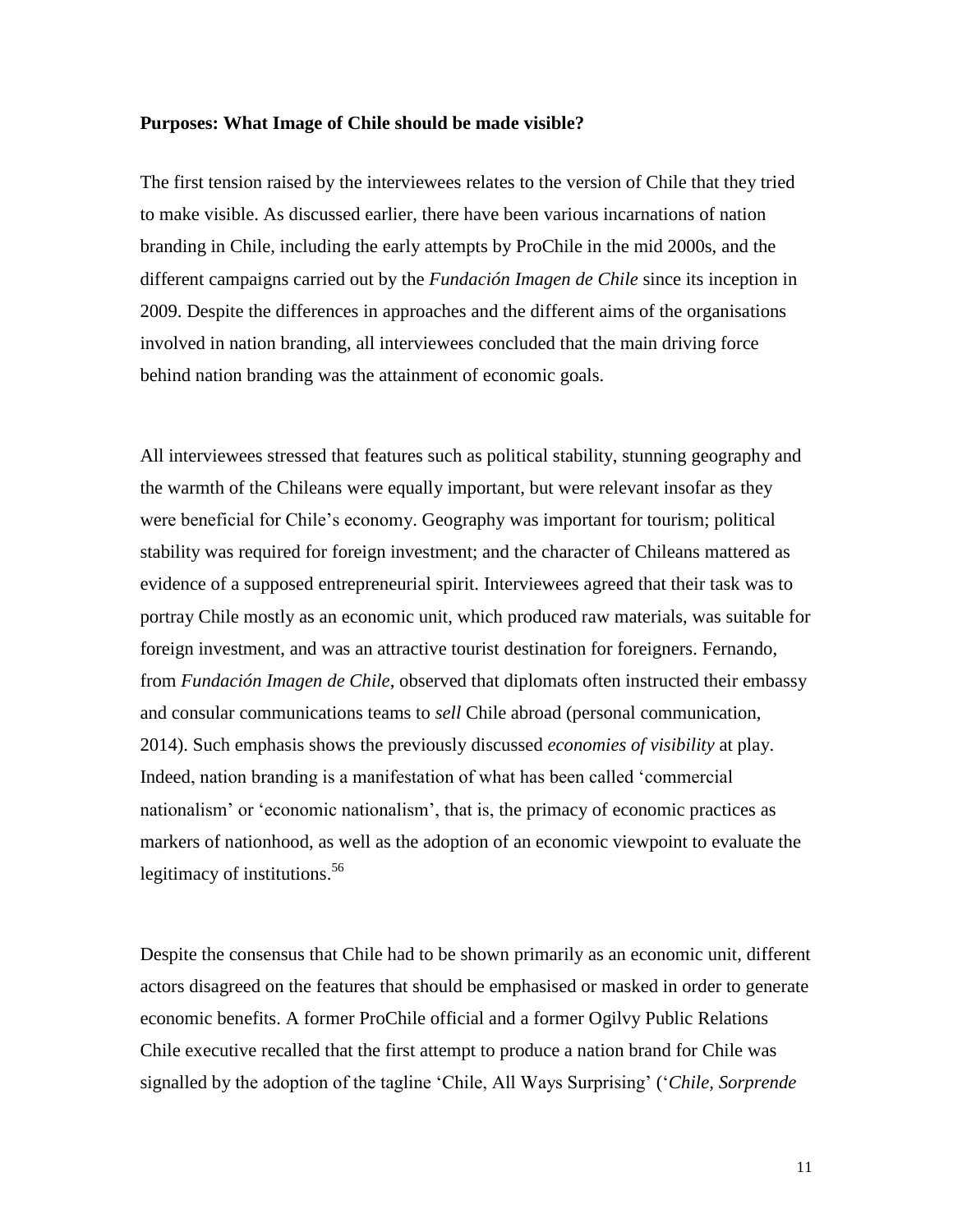**Purposes: What Image of Chile should be made visible?**

The first tension raised by the interviewees relates to the version of Chile that they tried to make visible. As discussed earlier, there have been various incarnations of nation branding in Chile, including the early attempts by ProChile in the mid 2000s, and the different campaigns carried out by the *Fundación Imagen de Chile* since its inception in 2009. Despite the differences in approaches and the different aims of the organisations involved in nation branding, all interviewees concluded that the main driving force behind nation branding was the attainment of economic goals.

All interviewees stressed that features such as political stability, stunning geography and the warmth of the Chileans were equally important, but were relevant insofar as they were beneficial for Chile's economy. Geography was important for tourism; political stability was required for foreign investment; and the character of Chileans mattered as evidence of a supposed entrepreneurial spirit. Interviewees agreed that their task was to portray Chile mostly as an economic unit, which produced raw materials, was suitable for foreign investment, and was an attractive tourist destination for foreigners. Fernando, from *Fundación Imagen de Chile*, observed that diplomats often instructed their embassy and consular communications teams to *sell* Chile abroad (personal communication, 2014). Such emphasis shows the previously discussed *economies of visibility* at play. Indeed, nation branding is a manifestation of what has been called 'commercial nationalism' or 'economic nationalism', that is, the primacy of economic practices as markers of nationhood, as well as the adoption of an economic viewpoint to evaluate the legitimacy of institutions.[56]

Despite the consensus that Chile had to be shown primarily as an economic unit, different actors disagreed on the features that should be emphasised or masked in order to generate economic benefits. A former ProChile official and a former Ogilvy Public Relations Chile executive recalled that the first attempt to produce a nation brand for Chile was signalled by the adoption of the tagline 'Chile, All Ways Surprising' ('*Chile, Sorprende*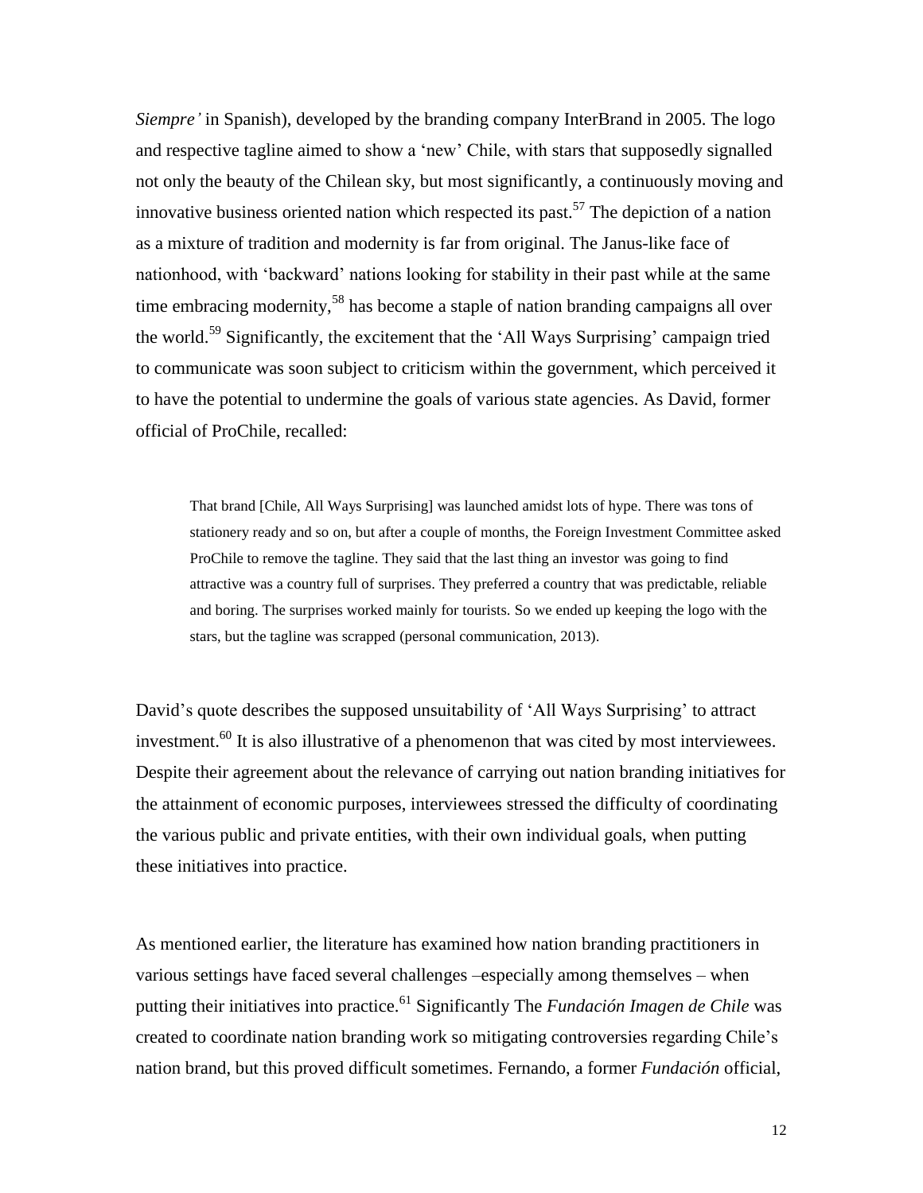*Siempre'* in Spanish), developed by the branding company InterBrand in 2005. The logo and respective tagline aimed to show a 'new' Chile, with stars that supposedly signalled not only the beauty of the Chilean sky, but most significantly, a continuously moving and innovative business oriented nation which respected its past.[57] The depiction of a nation as a mixture of tradition and modernity is far from original. The Janus-like face of nationhood, with 'backward' nations looking for stability in their past while at the same time embracing modernity,[58] has become a staple of nation branding campaigns all over the world.[59] Significantly, the excitement that the 'All Ways Surprising' campaign tried to communicate was soon subject to criticism within the government, which perceived it to have the potential to undermine the goals of various state agencies. As David, former official of ProChile, recalled:

> That brand [Chile, All Ways Surprising] was launched amidst lots of hype. There was tons of stationery ready and so on, but after a couple of months, the Foreign Investment Committee asked ProChile to remove the tagline. They said that the last thing an investor was going to find attractive was a country full of surprises. They preferred a country that was predictable, reliable and boring. The surprises worked mainly for tourists. So we ended up keeping the logo with the stars, but the tagline was scrapped (personal communication, 2013).

David's quote describes the supposed unsuitability of 'All Ways Surprising' to attract investment.[60] It is also illustrative of a phenomenon that was cited by most interviewees. Despite their agreement about the relevance of carrying out nation branding initiatives for the attainment of economic purposes, interviewees stressed the difficulty of coordinating the various public and private entities, with their own individual goals, when putting these initiatives into practice.

As mentioned earlier, the literature has examined how nation branding practitioners in various settings have faced several challenges –especially among themselves – when putting their initiatives into practice.[61] Significantly The *Fundación Imagen de Chile* was created to coordinate nation branding work so mitigating controversies regarding Chile's nation brand, but this proved difficult sometimes. Fernando, a former *Fundación* official,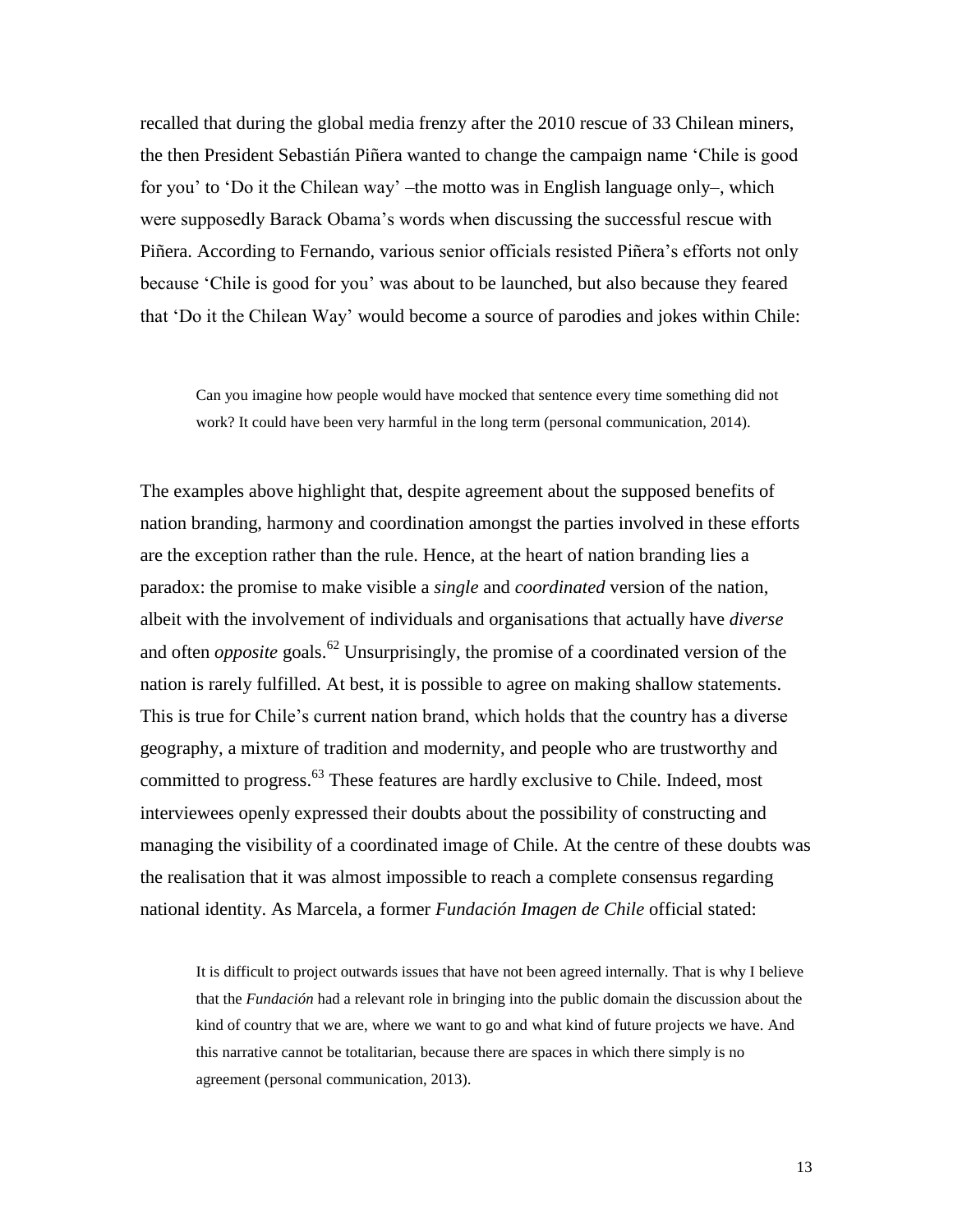recalled that during the global media frenzy after the 2010 rescue of 33 Chilean miners, the then President Sebastián Piñera wanted to change the campaign name 'Chile is good for you' to 'Do it the Chilean way' –the motto was in English language only–, which were supposedly Barack Obama's words when discussing the successful rescue with Piñera. According to Fernando, various senior officials resisted Piñera's efforts not only because 'Chile is good for you' was about to be launched, but also because they feared that 'Do it the Chilean Way' would become a source of parodies and jokes within Chile:

> Can you imagine how people would have mocked that sentence every time something did not work? It could have been very harmful in the long term (personal communication, 2014).

The examples above highlight that, despite agreement about the supposed benefits of nation branding, harmony and coordination amongst the parties involved in these efforts are the exception rather than the rule. Hence, at the heart of nation branding lies a paradox: the promise to make visible a *single* and *coordinated* version of the nation, albeit with the involvement of individuals and organisations that actually have *diverse* and often *opposite* goals.[62] Unsurprisingly, the promise of a coordinated version of the nation is rarely fulfilled. At best, it is possible to agree on making shallow statements. This is true for Chile's current nation brand, which holds that the country has a diverse geography, a mixture of tradition and modernity, and people who are trustworthy and committed to progress.[63] These features are hardly exclusive to Chile. Indeed, most interviewees openly expressed their doubts about the possibility of constructing and managing the visibility of a coordinated image of Chile. At the centre of these doubts was the realisation that it was almost impossible to reach a complete consensus regarding national identity. As Marcela, a former *Fundación Imagen de Chile* official stated:

> It is difficult to project outwards issues that have not been agreed internally. That is why I believe that the *Fundación* had a relevant role in bringing into the public domain the discussion about the kind of country that we are, where we want to go and what kind of future projects we have. And this narrative cannot be totalitarian, because there are spaces in which there simply is no agreement (personal communication, 2013).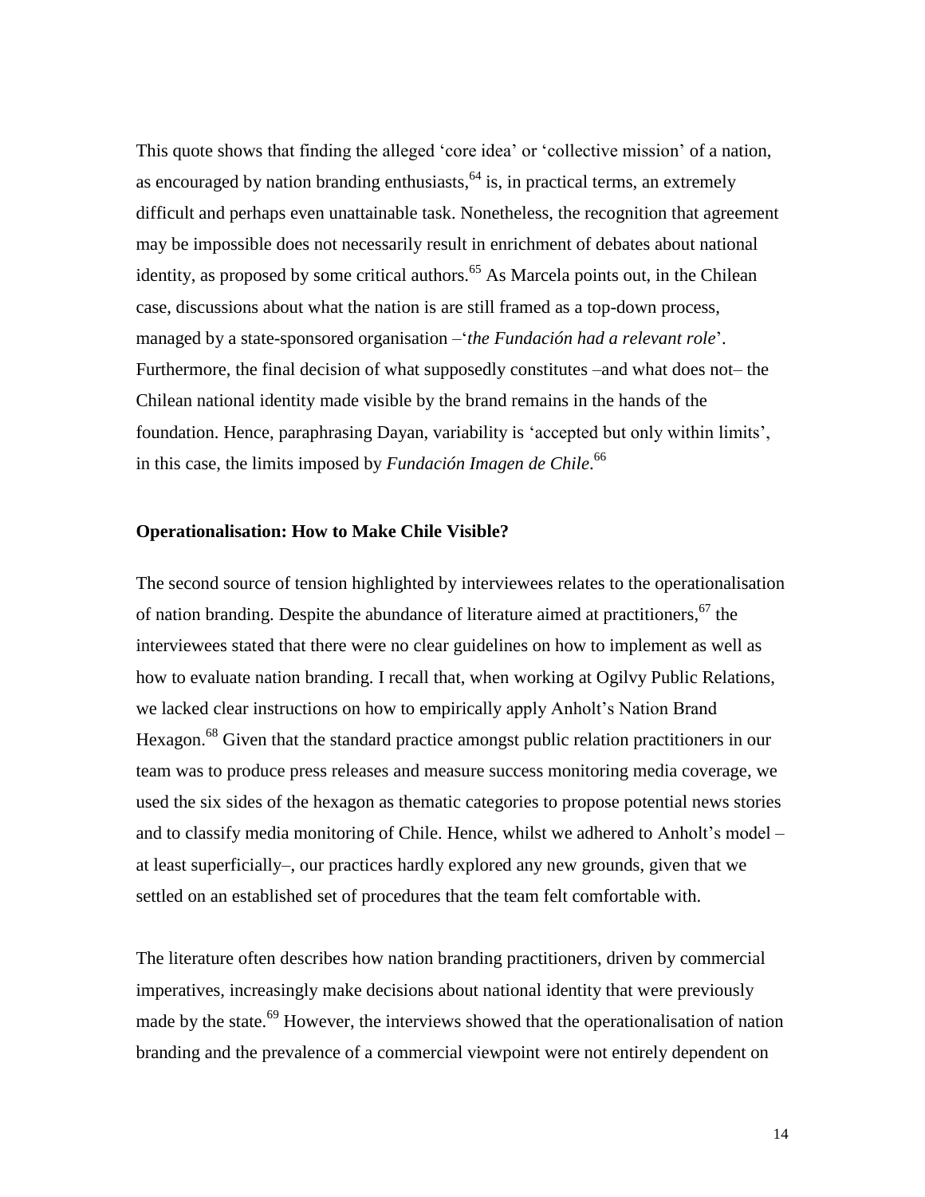This quote shows that finding the alleged 'core idea' or 'collective mission' of a nation, as encouraged by nation branding enthusiasts,[64] is, in practical terms, an extremely difficult and perhaps even unattainable task. Nonetheless, the recognition that agreement may be impossible does not necessarily result in enrichment of debates about national identity, as proposed by some critical authors.[65] As Marcela points out, in the Chilean case, discussions about what the nation is are still framed as a top-down process, managed by a state-sponsored organisation –'*the Fundación had a relevant role*'. Furthermore, the final decision of what supposedly constitutes –and what does not– the Chilean national identity made visible by the brand remains in the hands of the foundation. Hence, paraphrasing Dayan, variability is 'accepted but only within limits', in this case, the limits imposed by *Fundación Imagen de Chile*.[66]

## Operationalisation: How to Make Chile Visible?

The second source of tension highlighted by interviewees relates to the operationalisation of nation branding. Despite the abundance of literature aimed at practitioners,[67] the interviewees stated that there were no clear guidelines on how to implement as well as how to evaluate nation branding. I recall that, when working at Ogilvy Public Relations, we lacked clear instructions on how to empirically apply Anholt's Nation Brand Hexagon.[68] Given that the standard practice amongst public relation practitioners in our team was to produce press releases and measure success monitoring media coverage, we used the six sides of the hexagon as thematic categories to propose potential news stories and to classify media monitoring of Chile. Hence, whilst we adhered to Anholt's model – at least superficially–, our practices hardly explored any new grounds, given that we settled on an established set of procedures that the team felt comfortable with.

The literature often describes how nation branding practitioners, driven by commercial imperatives, increasingly make decisions about national identity that were previously made by the state.[69] However, the interviews showed that the operationalisation of nation branding and the prevalence of a commercial viewpoint were not entirely dependent on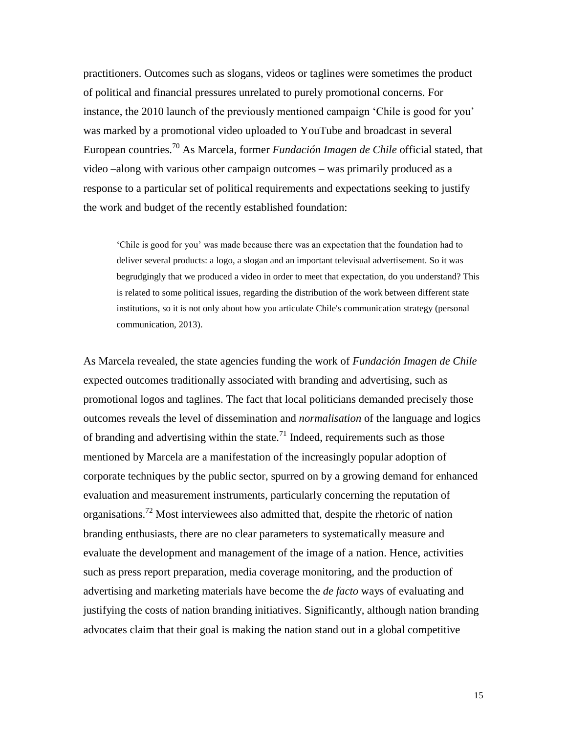practitioners. Outcomes such as slogans, videos or taglines were sometimes the product of political and financial pressures unrelated to purely promotional concerns. For instance, the 2010 launch of the previously mentioned campaign 'Chile is good for you' was marked by a promotional video uploaded to YouTube and broadcast in several European countries.[70] As Marcela, former *Fundación Imagen de Chile* official stated, that video –along with various other campaign outcomes – was primarily produced as a response to a particular set of political requirements and expectations seeking to justify the work and budget of the recently established foundation:

> 'Chile is good for you' was made because there was an expectation that the foundation had to deliver several products: a logo, a slogan and an important televisual advertisement. So it was begrudgingly that we produced a video in order to meet that expectation, do you understand? This is related to some political issues, regarding the distribution of the work between different state institutions, so it is not only about how you articulate Chile's communication strategy (personal communication, 2013).

As Marcela revealed, the state agencies funding the work of *Fundación Imagen de Chile* expected outcomes traditionally associated with branding and advertising, such as promotional logos and taglines. The fact that local politicians demanded precisely those outcomes reveals the level of dissemination and *normalisation* of the language and logics of branding and advertising within the state.[71] Indeed, requirements such as those mentioned by Marcela are a manifestation of the increasingly popular adoption of corporate techniques by the public sector, spurred on by a growing demand for enhanced evaluation and measurement instruments, particularly concerning the reputation of organisations.[72] Most interviewees also admitted that, despite the rhetoric of nation branding enthusiasts, there are no clear parameters to systematically measure and evaluate the development and management of the image of a nation. Hence, activities such as press report preparation, media coverage monitoring, and the production of advertising and marketing materials have become the *de facto* ways of evaluating and justifying the costs of nation branding initiatives. Significantly, although nation branding advocates claim that their goal is making the nation stand out in a global competitive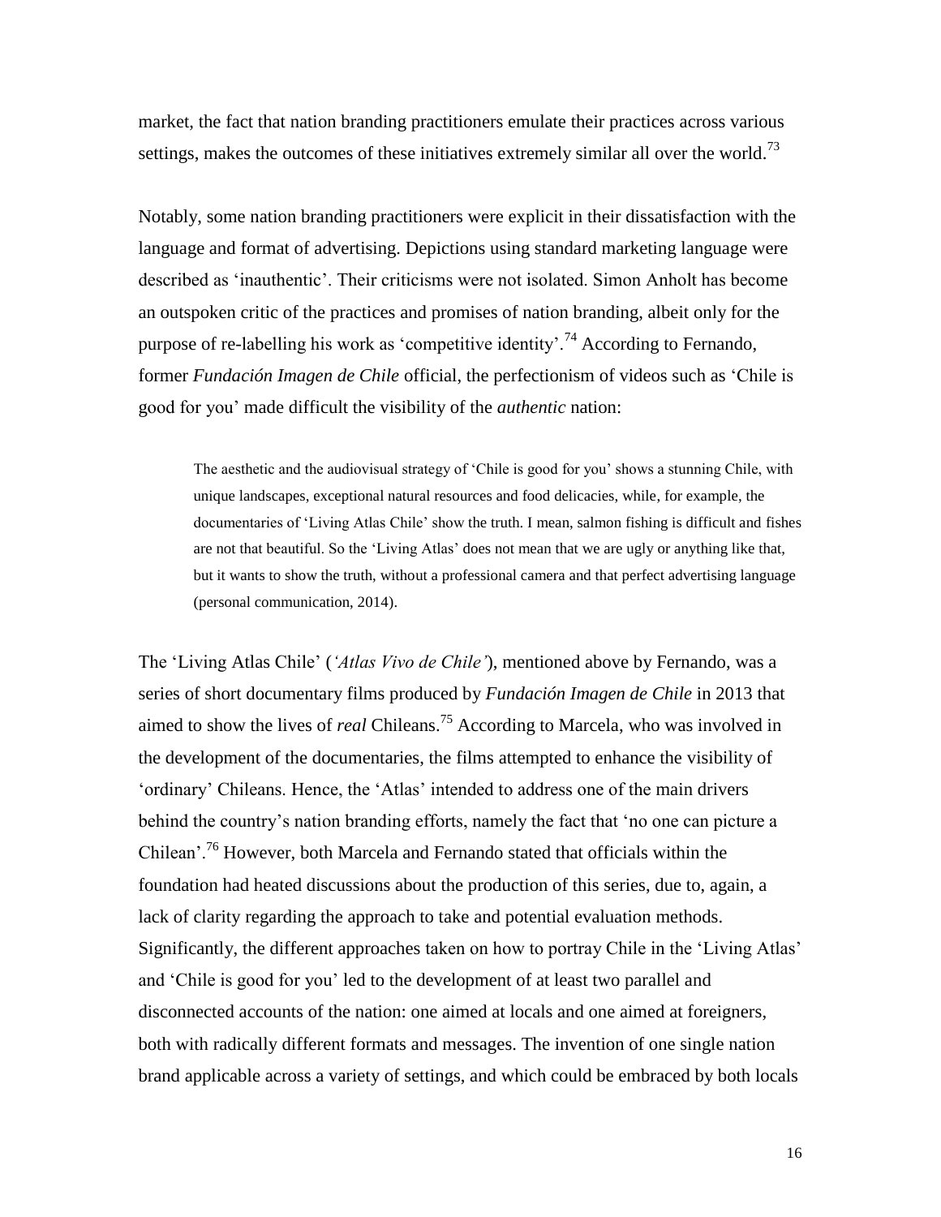market, the fact that nation branding practitioners emulate their practices across various settings, makes the outcomes of these initiatives extremely similar all over the world.[73]

Notably, some nation branding practitioners were explicit in their dissatisfaction with the language and format of advertising. Depictions using standard marketing language were described as 'inauthentic'. Their criticisms were not isolated. Simon Anholt has become an outspoken critic of the practices and promises of nation branding, albeit only for the purpose of re-labelling his work as 'competitive identity'.[74] According to Fernando, former *Fundación Imagen de Chile* official, the perfectionism of videos such as 'Chile is good for you' made difficult the visibility of the *authentic* nation:

> The aesthetic and the audiovisual strategy of 'Chile is good for you' shows a stunning Chile, with unique landscapes, exceptional natural resources and food delicacies, while, for example, the documentaries of 'Living Atlas Chile' show the truth. I mean, salmon fishing is difficult and fishes are not that beautiful. So the 'Living Atlas' does not mean that we are ugly or anything like that, but it wants to show the truth, without a professional camera and that perfect advertising language (personal communication, 2014).

The 'Living Atlas Chile' (*'Atlas Vivo de Chile'*), mentioned above by Fernando, was a series of short documentary films produced by *Fundación Imagen de Chile* in 2013 that aimed to show the lives of *real* Chileans.[75] According to Marcela, who was involved in the development of the documentaries, the films attempted to enhance the visibility of 'ordinary' Chileans. Hence, the 'Atlas' intended to address one of the main drivers behind the country's nation branding efforts, namely the fact that 'no one can picture a Chilean'.[76] However, both Marcela and Fernando stated that officials within the foundation had heated discussions about the production of this series, due to, again, a lack of clarity regarding the approach to take and potential evaluation methods. Significantly, the different approaches taken on how to portray Chile in the 'Living Atlas' and 'Chile is good for you' led to the development of at least two parallel and disconnected accounts of the nation: one aimed at locals and one aimed at foreigners, both with radically different formats and messages. The invention of one single nation brand applicable across a variety of settings, and which could be embraced by both locals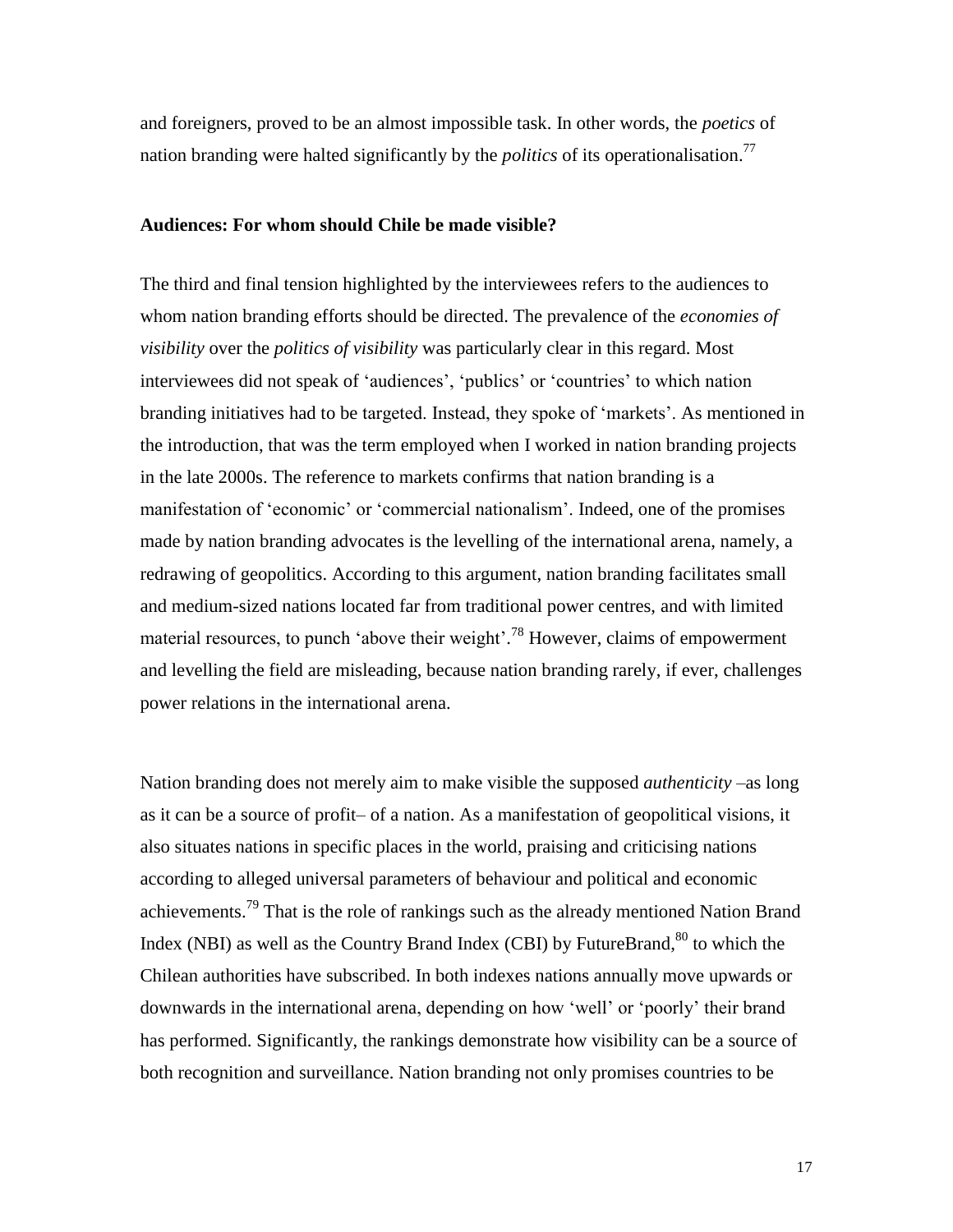and foreigners, proved to be an almost impossible task. In other words, the *poetics* of nation branding were halted significantly by the *politics* of its operationalisation.[77]

**Audiences: For whom should Chile be made visible?**

The third and final tension highlighted by the interviewees refers to the audiences to whom nation branding efforts should be directed. The prevalence of the *economies of visibility* over the *politics of visibility* was particularly clear in this regard. Most interviewees did not speak of 'audiences', 'publics' or 'countries' to which nation branding initiatives had to be targeted. Instead, they spoke of 'markets'. As mentioned in the introduction, that was the term employed when I worked in nation branding projects in the late 2000s. The reference to markets confirms that nation branding is a manifestation of 'economic' or 'commercial nationalism'. Indeed, one of the promises made by nation branding advocates is the levelling of the international arena, namely, a redrawing of geopolitics. According to this argument, nation branding facilitates small and medium-sized nations located far from traditional power centres, and with limited material resources, to punch 'above their weight'.[78] However, claims of empowerment and levelling the field are misleading, because nation branding rarely, if ever, challenges power relations in the international arena.

Nation branding does not merely aim to make visible the supposed *authenticity* –as long as it can be a source of profit– of a nation. As a manifestation of geopolitical visions, it also situates nations in specific places in the world, praising and criticising nations according to alleged universal parameters of behaviour and political and economic achievements.[79] That is the role of rankings such as the already mentioned Nation Brand Index (NBI) as well as the Country Brand Index (CBI) by FutureBrand,[80] to which the Chilean authorities have subscribed. In both indexes nations annually move upwards or downwards in the international arena, depending on how 'well' or 'poorly' their brand has performed. Significantly, the rankings demonstrate how visibility can be a source of both recognition and surveillance. Nation branding not only promises countries to be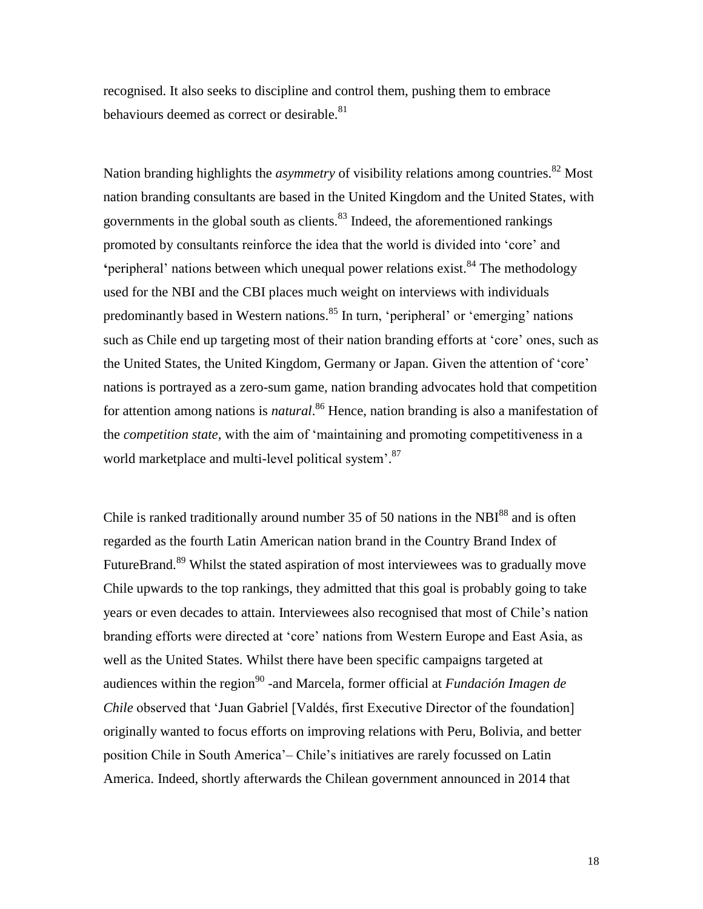recognised. It also seeks to discipline and control them, pushing them to embrace behaviours deemed as correct or desirable.[81]

Nation branding highlights the *asymmetry* of visibility relations among countries.[82] Most nation branding consultants are based in the United Kingdom and the United States, with governments in the global south as clients.[83] Indeed, the aforementioned rankings promoted by consultants reinforce the idea that the world is divided into 'core' and 'peripheral' nations between which unequal power relations exist.[84] The methodology used for the NBI and the CBI places much weight on interviews with individuals predominantly based in Western nations.[85] In turn, 'peripheral' or 'emerging' nations such as Chile end up targeting most of their nation branding efforts at 'core' ones, such as the United States, the United Kingdom, Germany or Japan. Given the attention of 'core' nations is portrayed as a zero-sum game, nation branding advocates hold that competition for attention among nations is *natural*.[86] Hence, nation branding is also a manifestation of the *competition state*, with the aim of 'maintaining and promoting competitiveness in a world marketplace and multi-level political system'.[87]

Chile is ranked traditionally around number 35 of 50 nations in the NBI[88] and is often regarded as the fourth Latin American nation brand in the Country Brand Index of FutureBrand.[89] Whilst the stated aspiration of most interviewees was to gradually move Chile upwards to the top rankings, they admitted that this goal is probably going to take years or even decades to attain. Interviewees also recognised that most of Chile's nation branding efforts were directed at 'core' nations from Western Europe and East Asia, as well as the United States. Whilst there have been specific campaigns targeted at audiences within the region[90] -and Marcela, former official at *Fundación Imagen de Chile* observed that 'Juan Gabriel [Valdés, first Executive Director of the foundation] originally wanted to focus efforts on improving relations with Peru, Bolivia, and better position Chile in South America'– Chile's initiatives are rarely focussed on Latin America. Indeed, shortly afterwards the Chilean government announced in 2014 that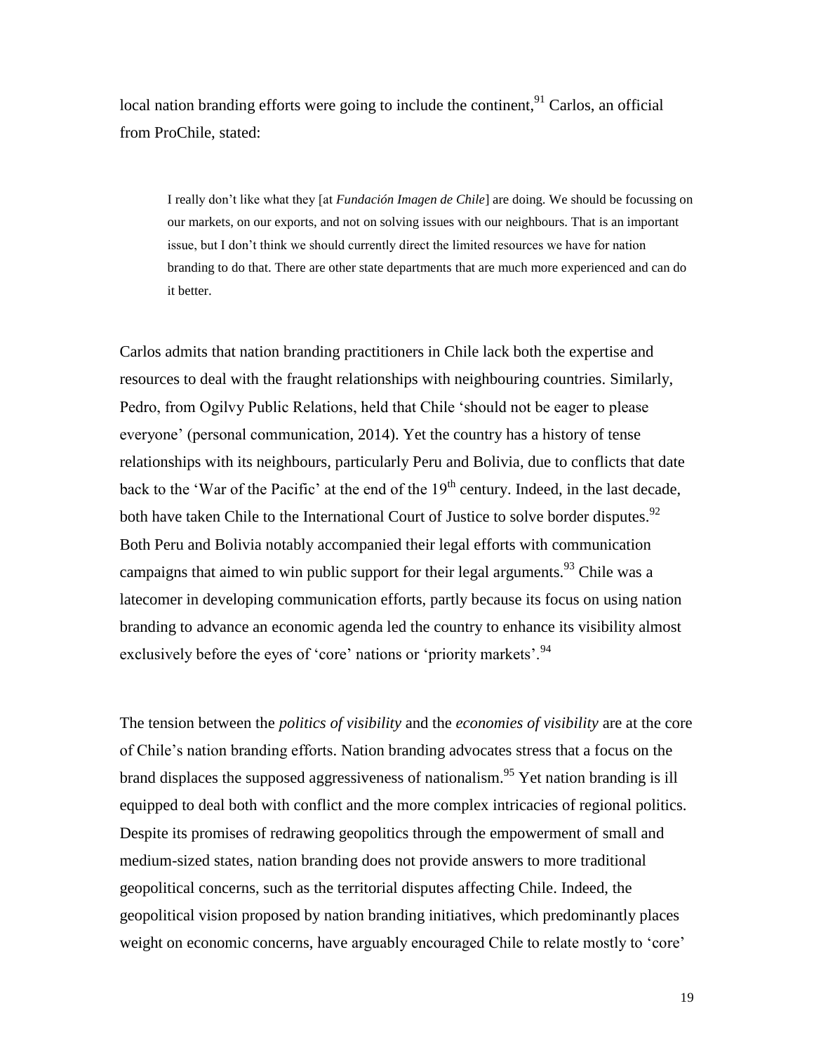local nation branding efforts were going to include the continent,[91] Carlos, an official from ProChile, stated:

> I really don't like what they [at *Fundación Imagen de Chile*] are doing. We should be focussing on our markets, on our exports, and not on solving issues with our neighbours. That is an important issue, but I don't think we should currently direct the limited resources we have for nation branding to do that. There are other state departments that are much more experienced and can do it better.

Carlos admits that nation branding practitioners in Chile lack both the expertise and resources to deal with the fraught relationships with neighbouring countries. Similarly, Pedro, from Ogilvy Public Relations, held that Chile 'should not be eager to please everyone' (personal communication, 2014). Yet the country has a history of tense relationships with its neighbours, particularly Peru and Bolivia, due to conflicts that date back to the 'War of the Pacific' at the end of the 19th century. Indeed, in the last decade, both have taken Chile to the International Court of Justice to solve border disputes.[92] Both Peru and Bolivia notably accompanied their legal efforts with communication campaigns that aimed to win public support for their legal arguments.[93] Chile was a latecomer in developing communication efforts, partly because its focus on using nation branding to advance an economic agenda led the country to enhance its visibility almost exclusively before the eyes of 'core' nations or 'priority markets'.[94]

The tension between the *politics of visibility* and the *economies of visibility* are at the core of Chile's nation branding efforts. Nation branding advocates stress that a focus on the brand displaces the supposed aggressiveness of nationalism.[95] Yet nation branding is ill equipped to deal both with conflict and the more complex intricacies of regional politics. Despite its promises of redrawing geopolitics through the empowerment of small and medium-sized states, nation branding does not provide answers to more traditional geopolitical concerns, such as the territorial disputes affecting Chile. Indeed, the geopolitical vision proposed by nation branding initiatives, which predominantly places weight on economic concerns, have arguably encouraged Chile to relate mostly to 'core'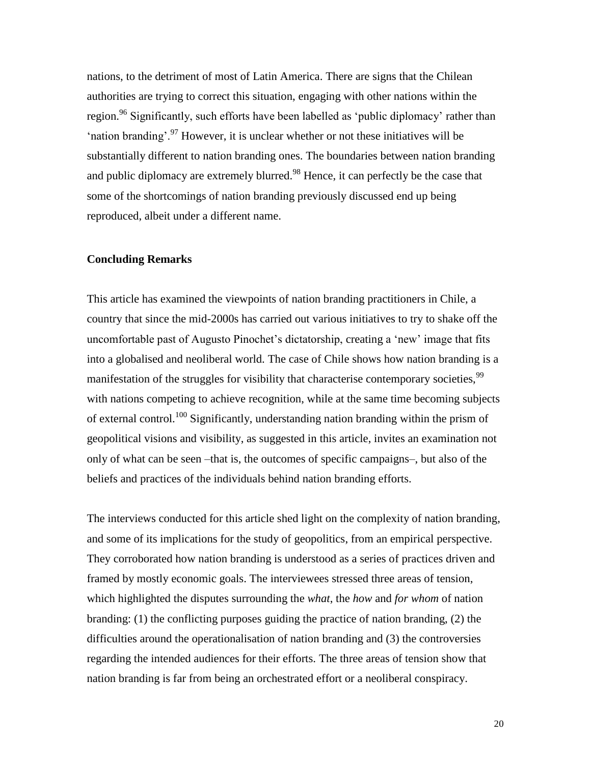nations, to the detriment of most of Latin America. There are signs that the Chilean authorities are trying to correct this situation, engaging with other nations within the region.[96] Significantly, such efforts have been labelled as 'public diplomacy' rather than 'nation branding'.[97] However, it is unclear whether or not these initiatives will be substantially different to nation branding ones. The boundaries between nation branding and public diplomacy are extremely blurred.[98] Hence, it can perfectly be the case that some of the shortcomings of nation branding previously discussed end up being reproduced, albeit under a different name.

## Concluding Remarks

This article has examined the viewpoints of nation branding practitioners in Chile, a country that since the mid-2000s has carried out various initiatives to try to shake off the uncomfortable past of Augusto Pinochet's dictatorship, creating a 'new' image that fits into a globalised and neoliberal world. The case of Chile shows how nation branding is a manifestation of the struggles for visibility that characterise contemporary societies,[99] with nations competing to achieve recognition, while at the same time becoming subjects of external control.[100] Significantly, understanding nation branding within the prism of geopolitical visions and visibility, as suggested in this article, invites an examination not only of what can be seen –that is, the outcomes of specific campaigns–, but also of the beliefs and practices of the individuals behind nation branding efforts.

The interviews conducted for this article shed light on the complexity of nation branding, and some of its implications for the study of geopolitics, from an empirical perspective. They corroborated how nation branding is understood as a series of practices driven and framed by mostly economic goals. The interviewees stressed three areas of tension, which highlighted the disputes surrounding the *what*, the *how* and *for whom* of nation branding: (1) the conflicting purposes guiding the practice of nation branding, (2) the difficulties around the operationalisation of nation branding and (3) the controversies regarding the intended audiences for their efforts. The three areas of tension show that nation branding is far from being an orchestrated effort or a neoliberal conspiracy.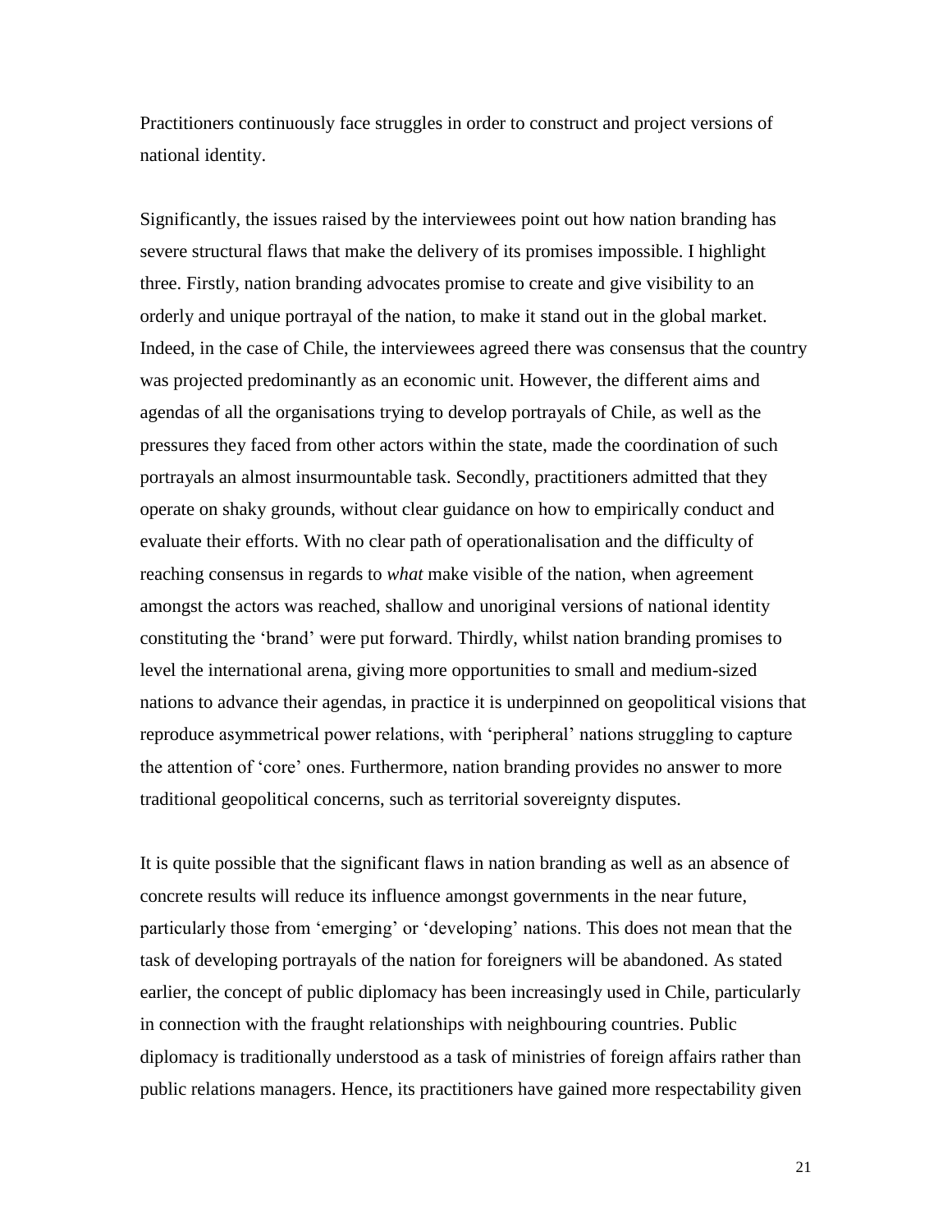Practitioners continuously face struggles in order to construct and project versions of national identity.

Significantly, the issues raised by the interviewees point out how nation branding has severe structural flaws that make the delivery of its promises impossible. I highlight three. Firstly, nation branding advocates promise to create and give visibility to an orderly and unique portrayal of the nation, to make it stand out in the global market. Indeed, in the case of Chile, the interviewees agreed there was consensus that the country was projected predominantly as an economic unit. However, the different aims and agendas of all the organisations trying to develop portrayals of Chile, as well as the pressures they faced from other actors within the state, made the coordination of such portrayals an almost insurmountable task. Secondly, practitioners admitted that they operate on shaky grounds, without clear guidance on how to empirically conduct and evaluate their efforts. With no clear path of operationalisation and the difficulty of reaching consensus in regards to *what* make visible of the nation, when agreement amongst the actors was reached, shallow and unoriginal versions of national identity constituting the 'brand' were put forward. Thirdly, whilst nation branding promises to level the international arena, giving more opportunities to small and medium-sized nations to advance their agendas, in practice it is underpinned on geopolitical visions that reproduce asymmetrical power relations, with 'peripheral' nations struggling to capture the attention of 'core' ones. Furthermore, nation branding provides no answer to more traditional geopolitical concerns, such as territorial sovereignty disputes.

It is quite possible that the significant flaws in nation branding as well as an absence of concrete results will reduce its influence amongst governments in the near future, particularly those from 'emerging' or 'developing' nations. This does not mean that the task of developing portrayals of the nation for foreigners will be abandoned. As stated earlier, the concept of public diplomacy has been increasingly used in Chile, particularly in connection with the fraught relationships with neighbouring countries. Public diplomacy is traditionally understood as a task of ministries of foreign affairs rather than public relations managers. Hence, its practitioners have gained more respectability given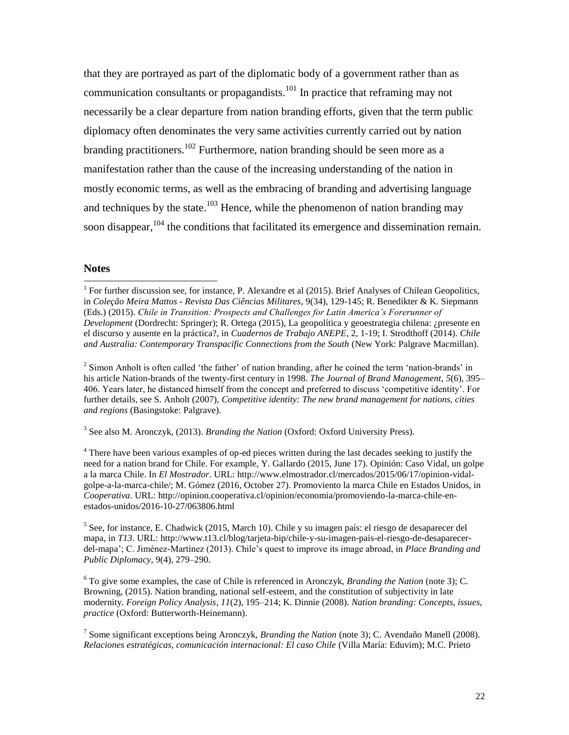that they are portrayed as part of the diplomatic body of a government rather than as communication consultants or propagandists.[101] In practice that reframing may not necessarily be a clear departure from nation branding efforts, given that the term public diplomacy often denominates the very same activities currently carried out by nation branding practitioners.[102] Furthermore, nation branding should be seen more as a manifestation rather than the cause of the increasing understanding of the nation in mostly economic terms, as well as the embracing of branding and advertising language and techniques by the state.[103] Hence, while the phenomenon of nation branding may soon disappear,[104] the conditions that facilitated its emergence and dissemination remain.

## Notes

[1] For further discussion see, for instance, P. Alexandre et al (2015). Brief Analyses of Chilean Geopolitics, in *Coleção Meira Mattos - Revista Das Ciências Militares*, 9(34), 129-145; R. Benedikter & K. Siepmann (Eds.) (2015). *Chile in Transition: Prospects and Challenges for Latin America's Forerunner of Development* (Dordrecht: Springer); R. Ortega (2015), La geopolítica y geoestrategia chilena: ¿presente en el discurso y ausente en la práctica?, in *Cuadernos de Trabajo ANEPE*, 2, 1-19; I. Strodthoff (2014). *Chile and Australia: Contemporary Transpacific Connections from the South* (New York: Palgrave Macmillan).

[2] Simon Anholt is often called 'the father' of nation branding, after he coined the term 'nation-brands' in his article Nation-brands of the twenty-first century in 1998. *The Journal of Brand Management*, *5*(6), 395–406. Years later, he distanced himself from the concept and preferred to discuss 'competitive identity'. For further details, see S. Anholt (2007), *Competitive identity: The new brand management for nations, cities and regions* (Basingstoke: Palgrave).

[3] See also M. Aronczyk, (2013). *Branding the Nation* (Oxford: Oxford University Press).

[4] There have been various examples of op-ed pieces written during the last decades seeking to justify the need for a nation brand for Chile. For example, Y. Gallardo (2015, June 17). Opinión: Caso Vidal, un golpe a la marca Chile. In *El Mostrador*. URL: http://www.elmostrador.cl/mercados/2015/06/17/opinion-vidal-golpe-a-la-marca-chile/; M. Gómez (2016, October 27). Promoviento la marca Chile en Estados Unidos, in *Cooperativa*. URL: http://opinion.cooperativa.cl/opinion/economia/promoviendo-la-marca-chile-en-estados-unidos/2016-10-27/063806.html

[5] See, for instance, E. Chadwick (2015, March 10). Chile y su imagen país: el riesgo de desaparecer del mapa, in *T13*. URL: http://www.t13.cl/blog/tarjeta-bip/chile-y-su-imagen-pais-el-riesgo-de-desaparecer-del-mapa'; C. Jiménez-Martínez (2013). Chile's quest to improve its image abroad, in *Place Branding and Public Diplomacy*, 9(4), 279–290.

[6] To give some examples, the case of Chile is referenced in Aronczyk, *Branding the Nation* (note 3); C. Browning, (2015). Nation branding, national self-esteem, and the constitution of subjectivity in late modernity. *Foreign Policy Analysis*, *11*(2), 195–214; K. Dinnie (2008). *Nation branding: Concepts, issues, practice* (Oxford: Butterworth-Heinemann).

[7] Some significant exceptions being Aronczyk, *Branding the Nation* (note 3); C. Avendaño Manell (2008). *Relaciones estratégicas, comunicación internacional: El caso Chile* (Villa María: Eduvim); M.C. Prieto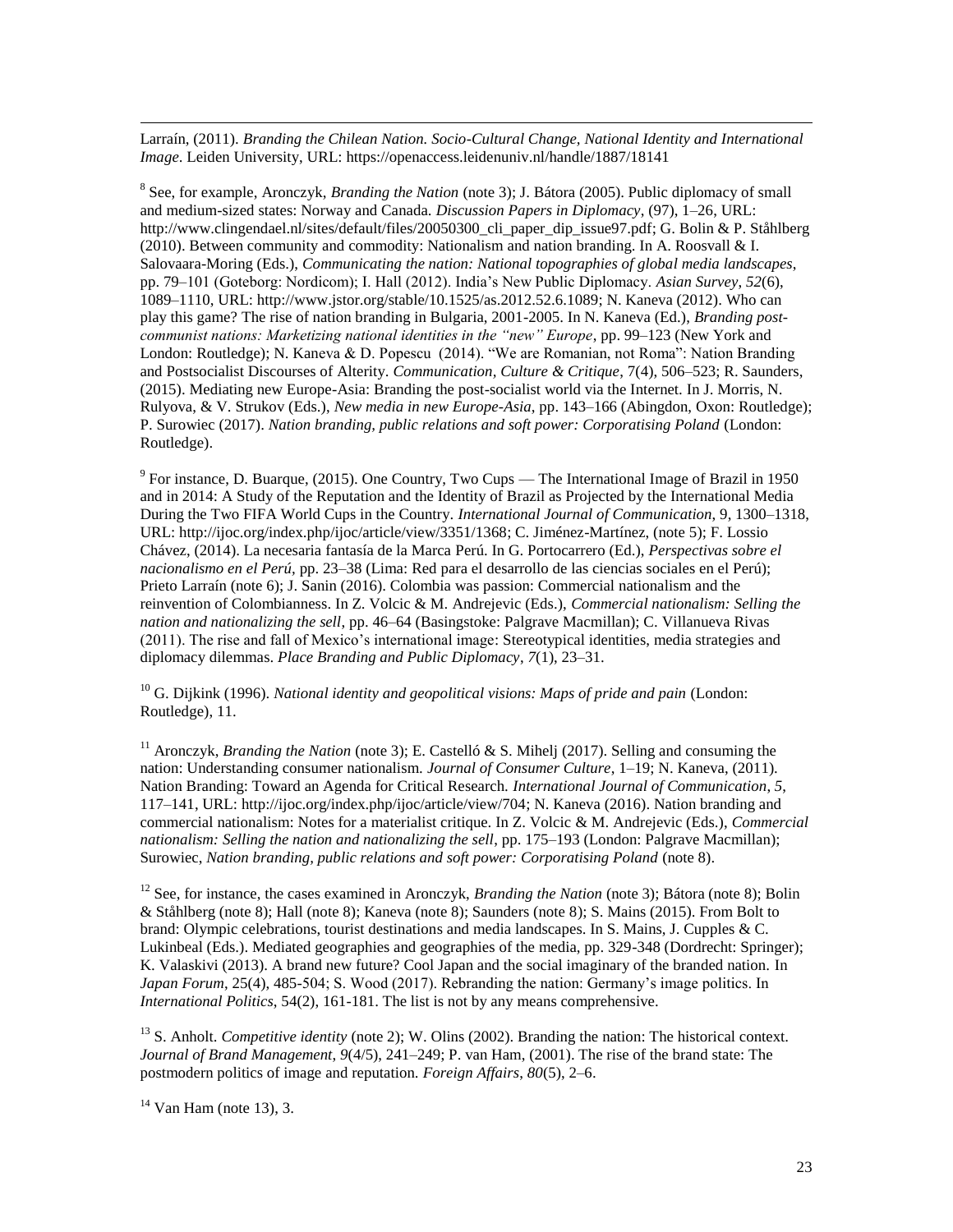Larraín, (2011). *Branding the Chilean Nation. Socio-Cultural Change, National Identity and International Image*. Leiden University, URL: https://openaccess.leidenuniv.nl/handle/1887/18141

[8] See, for example, Aronczyk, *Branding the Nation* (note 3); J. Bátora (2005). Public diplomacy of small and medium-sized states: Norway and Canada. *Discussion Papers in Diplomacy*, (97), 1–26, URL: http://www.clingendael.nl/sites/default/files/20050300_cli_paper_dip_issue97.pdf; G. Bolin & P. Ståhlberg (2010). Between community and commodity: Nationalism and nation branding. In A. Roosvall & I. Salovaara-Moring (Eds.), *Communicating the nation: National topographies of global media landscapes*, pp. 79–101 (Goteborg: Nordicom); I. Hall (2012). India's New Public Diplomacy. *Asian Survey*, *52*(6), 1089–1110, URL: http://www.jstor.org/stable/10.1525/as.2012.52.6.1089; N. Kaneva (2012). Who can play this game? The rise of nation branding in Bulgaria, 2001-2005. In N. Kaneva (Ed.), *Branding post-communist nations: Marketizing national identities in the "new" Europe*, pp. 99–123 (New York and London: Routledge); N. Kaneva & D. Popescu (2014). "We are Romanian, not Roma": Nation Branding and Postsocialist Discourses of Alterity. *Communication, Culture & Critique*, 7(4), 506–523; R. Saunders, (2015). Mediating new Europe-Asia: Branding the post-socialist world via the Internet. In J. Morris, N. Rulyova, & V. Strukov (Eds.), *New media in new Europe-Asia*, pp. 143–166 (Abingdon, Oxon: Routledge); P. Surowiec (2017). *Nation branding, public relations and soft power: Corporatising Poland* (London: Routledge).

[9] For instance, D. Buarque, (2015). One Country, Two Cups — The International Image of Brazil in 1950 and in 2014: A Study of the Reputation and the Identity of Brazil as Projected by the International Media During the Two FIFA World Cups in the Country. *International Journal of Communication*, 9, 1300–1318, URL: http://ijoc.org/index.php/ijoc/article/view/3351/1368; C. Jiménez-Martínez, (note 5); F. Lossio Chávez, (2014). La necesaria fantasía de la Marca Perú. In G. Portocarrero (Ed.), *Perspectivas sobre el nacionalismo en el Perú*, pp. 23–38 (Lima: Red para el desarrollo de las ciencias sociales en el Perú); Prieto Larraín (note 6); J. Sanin (2016). Colombia was passion: Commercial nationalism and the reinvention of Colombianness. In Z. Volcic & M. Andrejevic (Eds.), *Commercial nationalism: Selling the nation and nationalizing the sell*, pp. 46–64 (Basingstoke: Palgrave Macmillan); C. Villanueva Rivas (2011). The rise and fall of Mexico's international image: Stereotypical identities, media strategies and diplomacy dilemmas. *Place Branding and Public Diplomacy*, *7*(1), 23–31.

[10] G. Dijkink (1996). *National identity and geopolitical visions: Maps of pride and pain* (London: Routledge), 11.

[11] Aronczyk, *Branding the Nation* (note 3); E. Castelló & S. Mihelj (2017). Selling and consuming the nation: Understanding consumer nationalism. *Journal of Consumer Culture*, 1–19; N. Kaneva, (2011). Nation Branding: Toward an Agenda for Critical Research. *International Journal of Communication*, *5*, 117–141, URL: http://ijoc.org/index.php/ijoc/article/view/704; N. Kaneva (2016). Nation branding and commercial nationalism: Notes for a materialist critique. In Z. Volcic & M. Andrejevic (Eds.), *Commercial nationalism: Selling the nation and nationalizing the sell*, pp. 175–193 (London: Palgrave Macmillan); Surowiec, *Nation branding, public relations and soft power: Corporatising Poland* (note 8).

[12] See, for instance, the cases examined in Aronczyk, *Branding the Nation* (note 3); Bátora (note 8); Bolin & Ståhlberg (note 8); Hall (note 8); Kaneva (note 8); Saunders (note 8); S. Mains (2015). From Bolt to brand: Olympic celebrations, tourist destinations and media landscapes. In S. Mains, J. Cupples & C. Lukinbeal (Eds.). Mediated geographies and geographies of the media, pp. 329-348 (Dordrecht: Springer); K. Valaskivi (2013). A brand new future? Cool Japan and the social imaginary of the branded nation. In *Japan Forum*, 25(4), 485-504; S. Wood (2017). Rebranding the nation: Germany's image politics. In *International Politics*, 54(2), 161-181. The list is not by any means comprehensive.

[13] S. Anholt. *Competitive identity* (note 2); W. Olins (2002). Branding the nation: The historical context. *Journal of Brand Management*, *9*(4/5), 241–249; P. van Ham, (2001). The rise of the brand state: The postmodern politics of image and reputation. *Foreign Affairs*, *80*(5), 2–6.

[14] Van Ham (note 13), 3.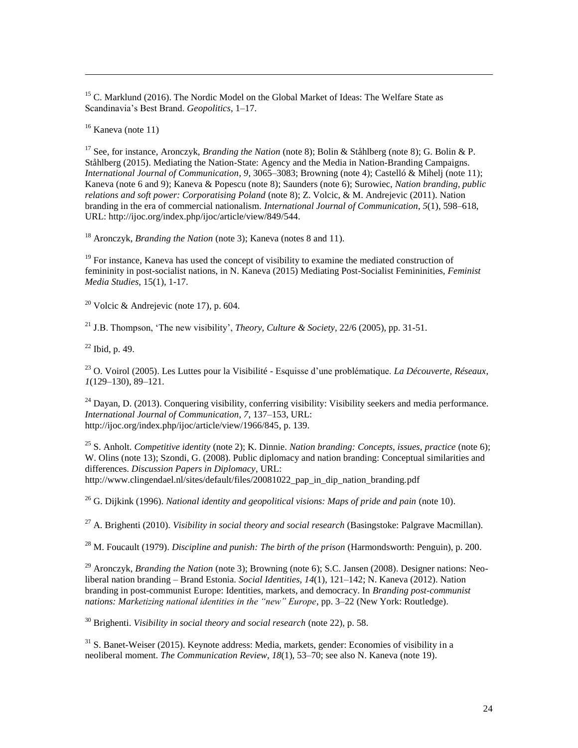[15] C. Marklund (2016). The Nordic Model on the Global Market of Ideas: The Welfare State as Scandinavia's Best Brand. *Geopolitics*, 1–17.

[16] Kaneva (note 11)

[17] See, for instance, Aronczyk, *Branding the Nation* (note 8); Bolin & Ståhlberg (note 8); G. Bolin & P. Ståhlberg (2015). Mediating the Nation-State: Agency and the Media in Nation-Branding Campaigns. *International Journal of Communication*, *9*, 3065–3083; Browning (note 4); Castelló & Mihelj (note 11); Kaneva (note 6 and 9); Kaneva & Popescu (note 8); Saunders (note 6); Surowiec, *Nation branding, public relations and soft power: Corporatising Poland* (note 8); Z. Volcic, & M. Andrejevic (2011). Nation branding in the era of commercial nationalism. *International Journal of Communication*, *5*(1), 598–618, URL: http://ijoc.org/index.php/ijoc/article/view/849/544.

[18] Aronczyk, *Branding the Nation* (note 3); Kaneva (notes 8 and 11).

[19] For instance, Kaneva has used the concept of visibility to examine the mediated construction of femininity in post-socialist nations, in N. Kaneva (2015) Mediating Post-Socialist Femininities, *Feminist Media Studies*, 15(1), 1-17.

[20] Volcic & Andrejevic (note 17), p. 604.

[21] J.B. Thompson, 'The new visibility', *Theory, Culture & Society*, 22/6 (2005), pp. 31-51.

[22] Ibid, p. 49.

[23] O. Voirol (2005). Les Luttes pour la Visibilité - Esquisse d'une problématique. *La Découverte, Réseaux*, *1*(129–130), 89–121.

[24] Dayan, D. (2013). Conquering visibility, conferring visibility: Visibility seekers and media performance. *International Journal of Communication*, *7*, 137–153, URL: http://ijoc.org/index.php/ijoc/article/view/1966/845, p. 139.

[25] S. Anholt. *Competitive identity* (note 2); K. Dinnie. *Nation branding: Concepts, issues, practice* (note 6); W. Olins (note 13); Szondi, G. (2008). Public diplomacy and nation branding: Conceptual similarities and differences. *Discussion Papers in Diplomacy*, URL: http://www.clingendael.nl/sites/default/files/20081022_pap_in_dip_nation_branding.pdf

[26] G. Dijkink (1996). *National identity and geopolitical visions: Maps of pride and pain* (note 10).

[27] A. Brighenti (2010). *Visibility in social theory and social research* (Basingstoke: Palgrave Macmillan).

[28] M. Foucault (1979). *Discipline and punish: The birth of the prison* (Harmondsworth: Penguin), p. 200.

[29] Aronczyk, *Branding the Nation* (note 3); Browning (note 6); S.C. Jansen (2008). Designer nations: Neo-liberal nation branding – Brand Estonia. *Social Identities*, *14*(1), 121–142; N. Kaneva (2012). Nation branding in post-communist Europe: Identities, markets, and democracy. In *Branding post-communist nations: Marketizing national identities in the "new" Europe*, pp. 3–22 (New York: Routledge).

[30] Brighenti. *Visibility in social theory and social research* (note 22), p. 58.

[31] S. Banet-Weiser (2015). Keynote address: Media, markets, gender: Economies of visibility in a neoliberal moment. *The Communication Review*, *18*(1), 53–70; see also N. Kaneva (note 19).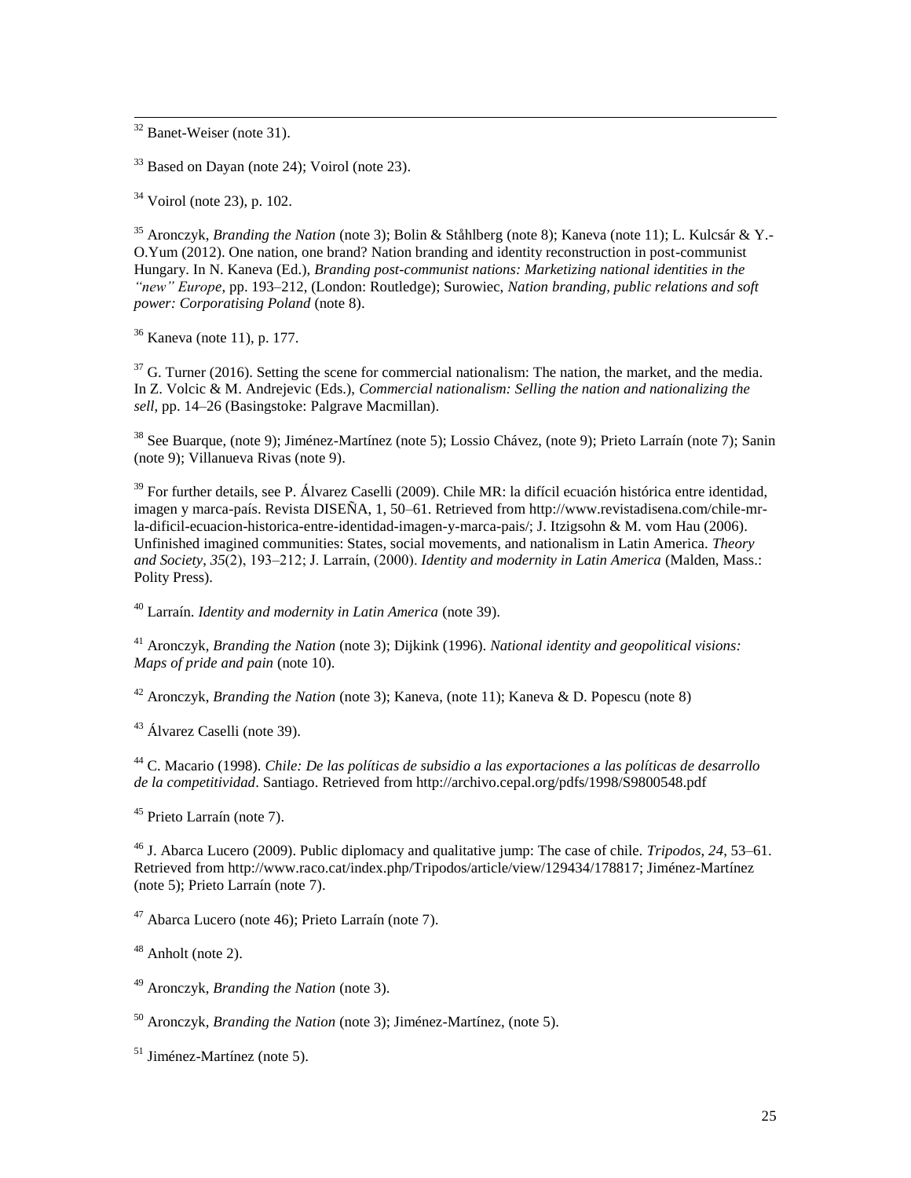[32] Banet-Weiser (note 31).

[33] Based on Dayan (note 24); Voirol (note 23).

[34] Voirol (note 23), p. 102.

[35] Aronczyk, *Branding the Nation* (note 3); Bolin & Ståhlberg (note 8); Kaneva (note 11); L. Kulcsár & Y.-O.Yum (2012). One nation, one brand? Nation branding and identity reconstruction in post-communist Hungary. In N. Kaneva (Ed.), *Branding post-communist nations: Marketizing national identities in the "new" Europe*, pp. 193–212, (London: Routledge); Surowiec, *Nation branding, public relations and soft power: Corporatising Poland* (note 8).

[36] Kaneva (note 11), p. 177.

[37] G. Turner (2016). Setting the scene for commercial nationalism: The nation, the market, and the media. In Z. Volcic & M. Andrejevic (Eds.), *Commercial nationalism: Selling the nation and nationalizing the sell*, pp. 14–26 (Basingstoke: Palgrave Macmillan).

[38] See Buarque, (note 9); Jiménez-Martínez (note 5); Lossio Chávez, (note 9); Prieto Larraín (note 7); Sanin (note 9); Villanueva Rivas (note 9).

[39] For further details, see P. Álvarez Caselli (2009). Chile MR: la difícil ecuación histórica entre identidad, imagen y marca-país. Revista DISEÑA, 1, 50–61. Retrieved from http://www.revistadisena.com/chile-mr-la-dificil-ecuacion-historica-entre-identidad-imagen-y-marca-pais/; J. Itzigsohn & M. vom Hau (2006). Unfinished imagined communities: States, social movements, and nationalism in Latin America. *Theory and Society*, *35*(2), 193–212; J. Larraín, (2000). *Identity and modernity in Latin America* (Malden, Mass.: Polity Press).

[40] Larraín. *Identity and modernity in Latin America* (note 39).

[41] Aronczyk, *Branding the Nation* (note 3); Dijkink (1996). *National identity and geopolitical visions: Maps of pride and pain* (note 10).

[42] Aronczyk, *Branding the Nation* (note 3); Kaneva, (note 11); Kaneva & D. Popescu (note 8)

[43] Álvarez Caselli (note 39).

[44] C. Macario (1998). *Chile: De las políticas de subsidio a las exportaciones a las políticas de desarrollo de la competitividad*. Santiago. Retrieved from http://archivo.cepal.org/pdfs/1998/S9800548.pdf

[45] Prieto Larraín (note 7).

[46] J. Abarca Lucero (2009). Public diplomacy and qualitative jump: The case of chile. *Tripodos*, *24*, 53–61. Retrieved from http://www.raco.cat/index.php/Tripodos/article/view/129434/178817; Jiménez-Martínez (note 5); Prieto Larraín (note 7).

[47] Abarca Lucero (note 46); Prieto Larraín (note 7).

[48] Anholt (note 2).

[49] Aronczyk, *Branding the Nation* (note 3).

[50] Aronczyk, *Branding the Nation* (note 3); Jiménez-Martínez, (note 5).

[51] Jiménez-Martínez (note 5).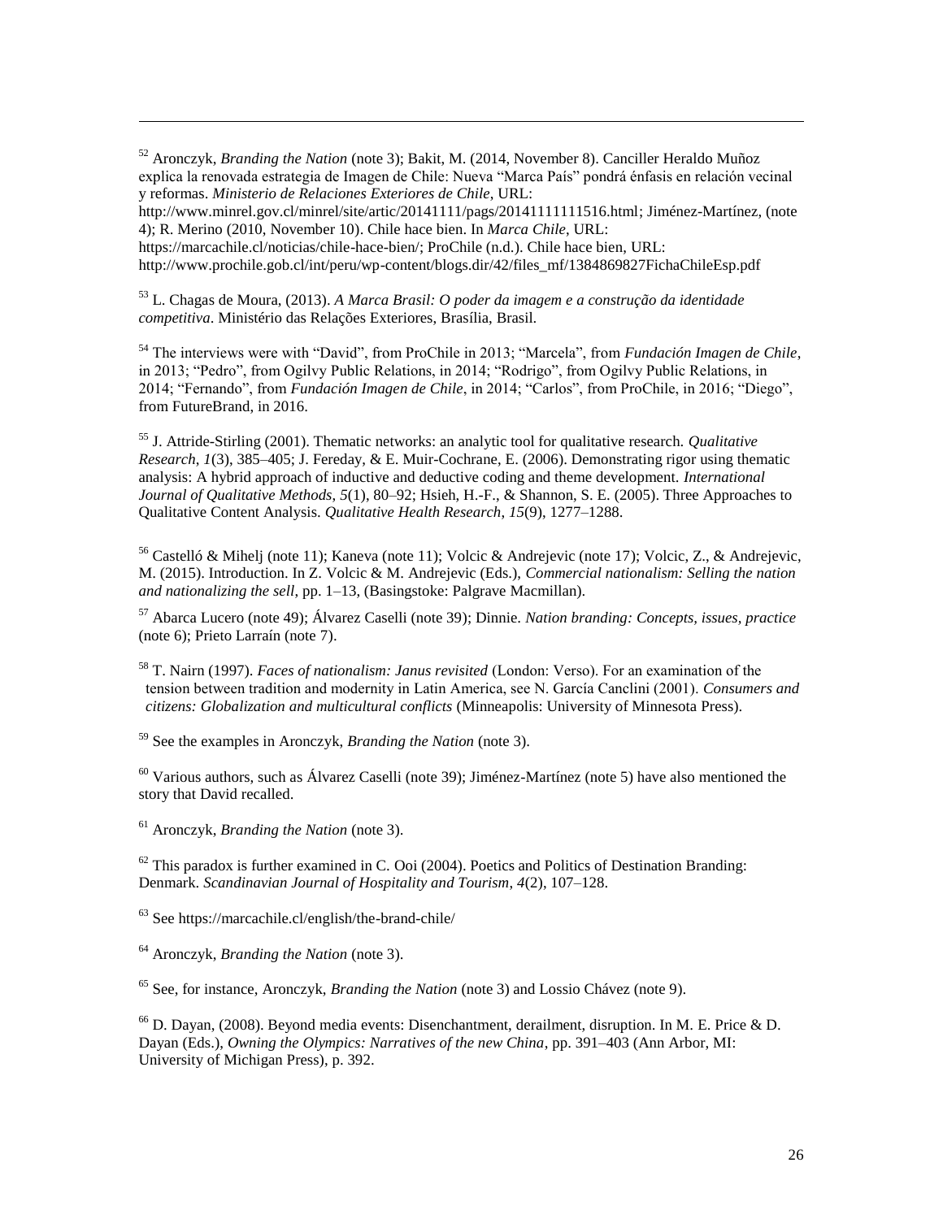[52] Aronczyk, *Branding the Nation* (note 3); Bakit, M. (2014, November 8). Canciller Heraldo Muñoz explica la renovada estrategia de Imagen de Chile: Nueva "Marca País" pondrá énfasis en relación vecinal y reformas. *Ministerio de Relaciones Exteriores de Chile*, URL: http://www.minrel.gov.cl/minrel/site/artic/20141111/pags/20141111111516.html; Jiménez-Martínez, (note 4); R. Merino (2010, November 10). Chile hace bien. In *Marca Chile*, URL: https://marcachile.cl/noticias/chile-hace-bien/; ProChile (n.d.). Chile hace bien, URL: http://www.prochile.gob.cl/int/peru/wp-content/blogs.dir/42/files_mf/1384869827FichaChileEsp.pdf

[53] L. Chagas de Moura, (2013). *A Marca Brasil: O poder da imagem e a construção da identidade competitiva*. Ministério das Relações Exteriores, Brasília, Brasil.

[54] The interviews were with "David", from ProChile in 2013; "Marcela", from *Fundación Imagen de Chile*, in 2013; "Pedro", from Ogilvy Public Relations, in 2014; "Rodrigo", from Ogilvy Public Relations, in 2014; "Fernando", from *Fundación Imagen de Chile*, in 2014; "Carlos", from ProChile, in 2016; "Diego", from FutureBrand, in 2016.

[55] J. Attride-Stirling (2001). Thematic networks: an analytic tool for qualitative research. *Qualitative Research*, *1*(3), 385–405; J. Fereday, & E. Muir-Cochrane, E. (2006). Demonstrating rigor using thematic analysis: A hybrid approach of inductive and deductive coding and theme development. *International Journal of Qualitative Methods*, *5*(1), 80–92; Hsieh, H.-F., & Shannon, S. E. (2005). Three Approaches to Qualitative Content Analysis. *Qualitative Health Research*, *15*(9), 1277–1288.

[56] Castelló & Mihelj (note 11); Kaneva (note 11); Volcic & Andrejevic (note 17); Volcic, Z., & Andrejevic, M. (2015). Introduction. In Z. Volcic & M. Andrejevic (Eds.), *Commercial nationalism: Selling the nation and nationalizing the sell*, pp. 1–13, (Basingstoke: Palgrave Macmillan).

[57] Abarca Lucero (note 49); Álvarez Caselli (note 39); Dinnie. *Nation branding: Concepts, issues, practice* (note 6); Prieto Larraín (note 7).

[58] T. Nairn (1997). *Faces of nationalism: Janus revisited* (London: Verso). For an examination of the tension between tradition and modernity in Latin America, see N. García Canclini (2001). *Consumers and citizens: Globalization and multicultural conflicts* (Minneapolis: University of Minnesota Press).

[59] See the examples in Aronczyk, *Branding the Nation* (note 3).

[60] Various authors, such as Álvarez Caselli (note 39); Jiménez-Martínez (note 5) have also mentioned the story that David recalled.

[61] Aronczyk, *Branding the Nation* (note 3).

[62] This paradox is further examined in C. Ooi (2004). Poetics and Politics of Destination Branding: Denmark. *Scandinavian Journal of Hospitality and Tourism*, *4*(2), 107–128.

[63] See https://marcachile.cl/english/the-brand-chile/

[64] Aronczyk, *Branding the Nation* (note 3).

[65] See, for instance, Aronczyk, *Branding the Nation* (note 3) and Lossio Chávez (note 9).

[66] D. Dayan, (2008). Beyond media events: Disenchantment, derailment, disruption. In M. E. Price & D. Dayan (Eds.), *Owning the Olympics: Narratives of the new China*, pp. 391–403 (Ann Arbor, MI: University of Michigan Press), p. 392.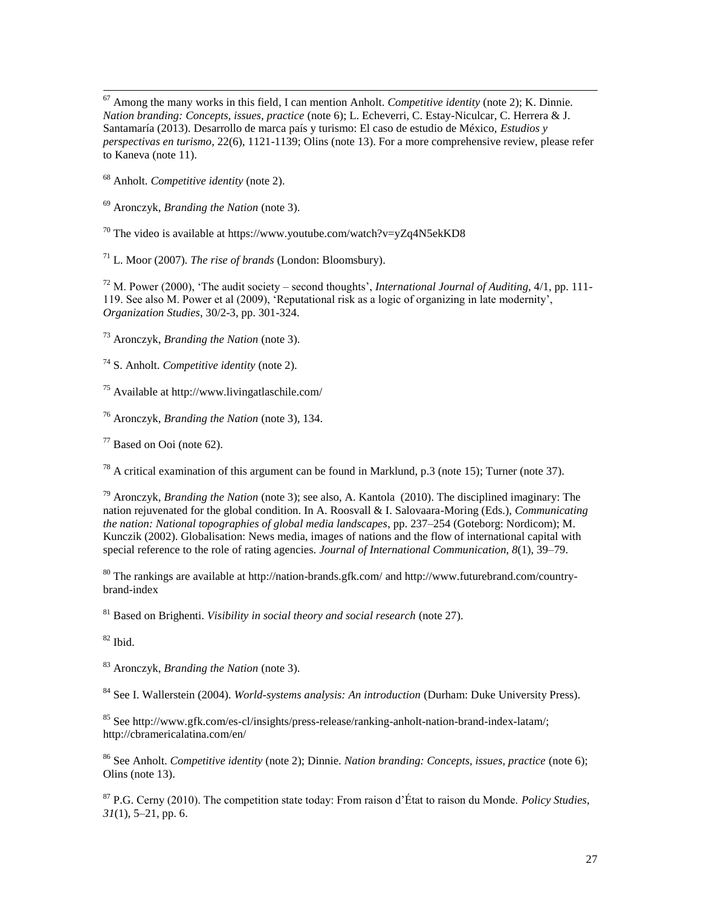[67] Among the many works in this field, I can mention Anholt. *Competitive identity* (note 2); K. Dinnie. *Nation branding: Concepts, issues, practice* (note 6); L. Echeverri, C. Estay-Niculcar, C. Herrera & J. Santamaría (2013). Desarrollo de marca país y turismo: El caso de estudio de México, *Estudios y perspectivas en turismo*, 22(6), 1121-1139; Olins (note 13). For a more comprehensive review, please refer to Kaneva (note 11).

[68] Anholt. *Competitive identity* (note 2).

[69] Aronczyk, *Branding the Nation* (note 3).

[70] The video is available at https://www.youtube.com/watch?v=yZq4N5ekKD8

[71] L. Moor (2007). *The rise of brands* (London: Bloomsbury).

[72] M. Power (2000), 'The audit society – second thoughts', *International Journal of Auditing*, 4/1, pp. 111-119. See also M. Power et al (2009), 'Reputational risk as a logic of organizing in late modernity', *Organization Studies*, 30/2-3, pp. 301-324.

[73] Aronczyk, *Branding the Nation* (note 3).

[74] S. Anholt. *Competitive identity* (note 2).

[75] Available at http://www.livingatlaschile.com/

[76] Aronczyk, *Branding the Nation* (note 3), 134.

[77] Based on Ooi (note 62).

[78] A critical examination of this argument can be found in Marklund, p.3 (note 15); Turner (note 37).

[79] Aronczyk, *Branding the Nation* (note 3); see also, A. Kantola (2010). The disciplined imaginary: The nation rejuvenated for the global condition. In A. Roosvall & I. Salovaara-Moring (Eds.), *Communicating the nation: National topographies of global media landscapes*, pp. 237–254 (Goteborg: Nordicom); M. Kunczik (2002). Globalisation: News media, images of nations and the flow of international capital with special reference to the role of rating agencies. *Journal of International Communication*, *8*(1), 39–79.

[80] The rankings are available at http://nation-brands.gfk.com/ and http://www.futurebrand.com/country-brand-index

[81] Based on Brighenti. *Visibility in social theory and social research* (note 27).

[82] Ibid.

[83] Aronczyk, *Branding the Nation* (note 3).

[84] See I. Wallerstein (2004). *World-systems analysis: An introduction* (Durham: Duke University Press).

[85] See http://www.gfk.com/es-cl/insights/press-release/ranking-anholt-nation-brand-index-latam/; http://cbramericalatina.com/en/

[86] See Anholt. *Competitive identity* (note 2); Dinnie. *Nation branding: Concepts, issues, practice* (note 6); Olins (note 13).

[87] P.G. Cerny (2010). The competition state today: From raison d'État to raison du Monde. *Policy Studies*, *31*(1), 5–21, pp. 6.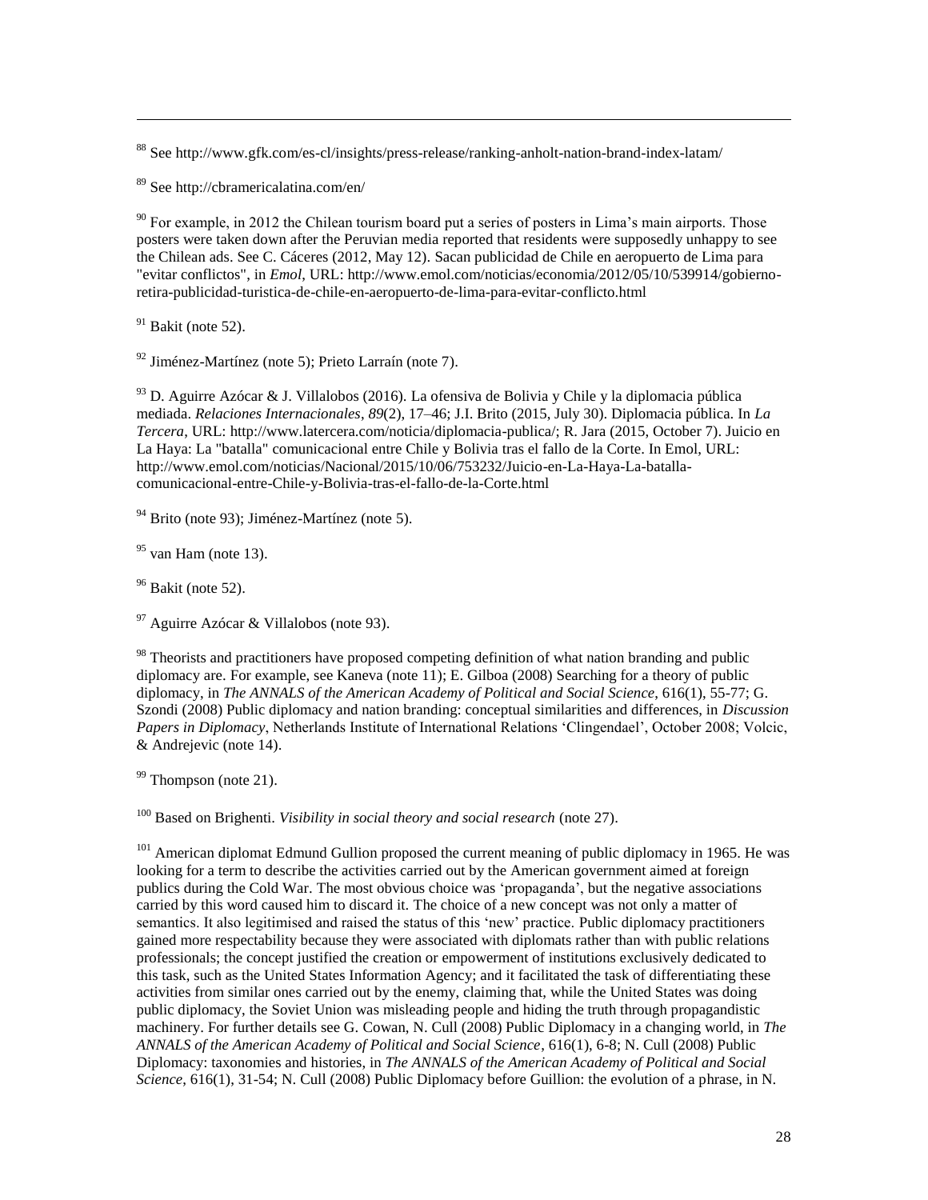[88] See http://www.gfk.com/es-cl/insights/press-release/ranking-anholt-nation-brand-index-latam/

[89] See http://cbramericalatina.com/en/

[90] For example, in 2012 the Chilean tourism board put a series of posters in Lima's main airports. Those posters were taken down after the Peruvian media reported that residents were supposedly unhappy to see the Chilean ads. See C. Cáceres (2012, May 12). Sacan publicidad de Chile en aeropuerto de Lima para "evitar conflictos", in *Emol*, URL: http://www.emol.com/noticias/economia/2012/05/10/539914/gobierno-retira-publicidad-turistica-de-chile-en-aeropuerto-de-lima-para-evitar-conflicto.html

[91] Bakit (note 52).

[92] Jiménez-Martínez (note 5); Prieto Larraín (note 7).

[93] D. Aguirre Azócar & J. Villalobos (2016). La ofensiva de Bolivia y Chile y la diplomacia pública mediada. *Relaciones Internacionales*, *89*(2), 17–46; J.I. Brito (2015, July 30). Diplomacia pública. In *La Tercera*, URL: http://www.latercera.com/noticia/diplomacia-publica/; R. Jara (2015, October 7). Juicio en La Haya: La "batalla" comunicacional entre Chile y Bolivia tras el fallo de la Corte. In Emol, URL: http://www.emol.com/noticias/Nacional/2015/10/06/753232/Juicio-en-La-Haya-La-batalla-comunicacional-entre-Chile-y-Bolivia-tras-el-fallo-de-la-Corte.html

[94] Brito (note 93); Jiménez-Martínez (note 5).

[95] van Ham (note 13).

[96] Bakit (note 52).

[97] Aguirre Azócar & Villalobos (note 93).

[98] Theorists and practitioners have proposed competing definition of what nation branding and public diplomacy are. For example, see Kaneva (note 11); E. Gilboa (2008) Searching for a theory of public diplomacy, in *The ANNALS of the American Academy of Political and Social Science*, 616(1), 55-77; G. Szondi (2008) Public diplomacy and nation branding: conceptual similarities and differences, in *Discussion Papers in Diplomacy*, Netherlands Institute of International Relations 'Clingendael', October 2008; Volcic, & Andrejevic (note 14).

[99] Thompson (note 21).

[100] Based on Brighenti. *Visibility in social theory and social research* (note 27).

[101] American diplomat Edmund Gullion proposed the current meaning of public diplomacy in 1965. He was looking for a term to describe the activities carried out by the American government aimed at foreign publics during the Cold War. The most obvious choice was 'propaganda', but the negative associations carried by this word caused him to discard it. The choice of a new concept was not only a matter of semantics. It also legitimised and raised the status of this 'new' practice. Public diplomacy practitioners gained more respectability because they were associated with diplomats rather than with public relations professionals; the concept justified the creation or empowerment of institutions exclusively dedicated to this task, such as the United States Information Agency; and it facilitated the task of differentiating these activities from similar ones carried out by the enemy, claiming that, while the United States was doing public diplomacy, the Soviet Union was misleading people and hiding the truth through propagandistic machinery. For further details see G. Cowan, N. Cull (2008) Public Diplomacy in a changing world, in *The ANNALS of the American Academy of Political and Social Science*, 616(1), 6-8; N. Cull (2008) Public Diplomacy: taxonomies and histories, in *The ANNALS of the American Academy of Political and Social Science*, 616(1), 31-54; N. Cull (2008) Public Diplomacy before Guillion: the evolution of a phrase, in N.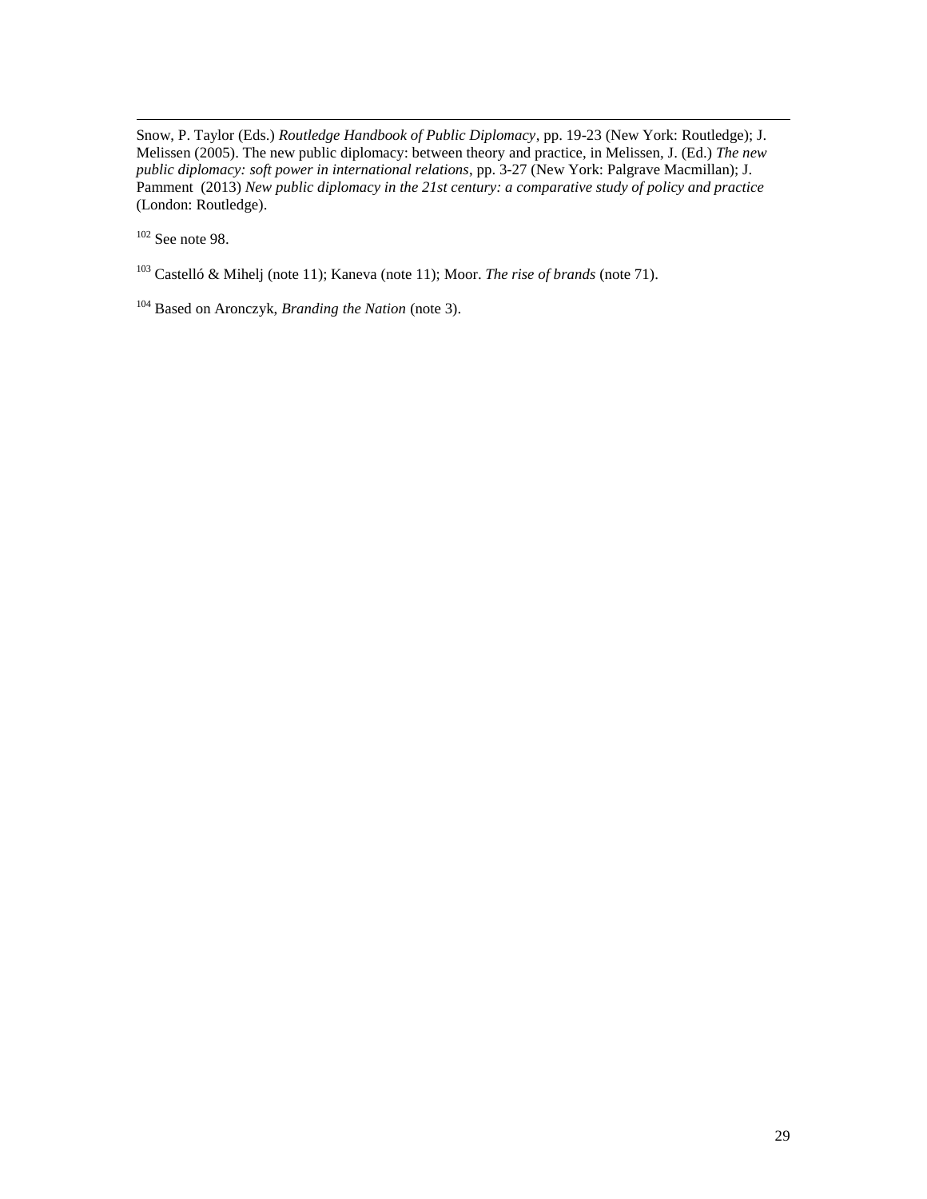Snow, P. Taylor (Eds.) *Routledge Handbook of Public Diplomacy*, pp. 19-23 (New York: Routledge); J. Melissen (2005). The new public diplomacy: between theory and practice, in Melissen, J. (Ed.) *The new public diplomacy: soft power in international relations*, pp. 3-27 (New York: Palgrave Macmillan); J. Pamment (2013) *New public diplomacy in the 21st century: a comparative study of policy and practice* (London: Routledge).

[102] See note 98.

[103] Castelló & Mihelj (note 11); Kaneva (note 11); Moor. *The rise of brands* (note 71).

[104] Based on Aronczyk, *Branding the Nation* (note 3).